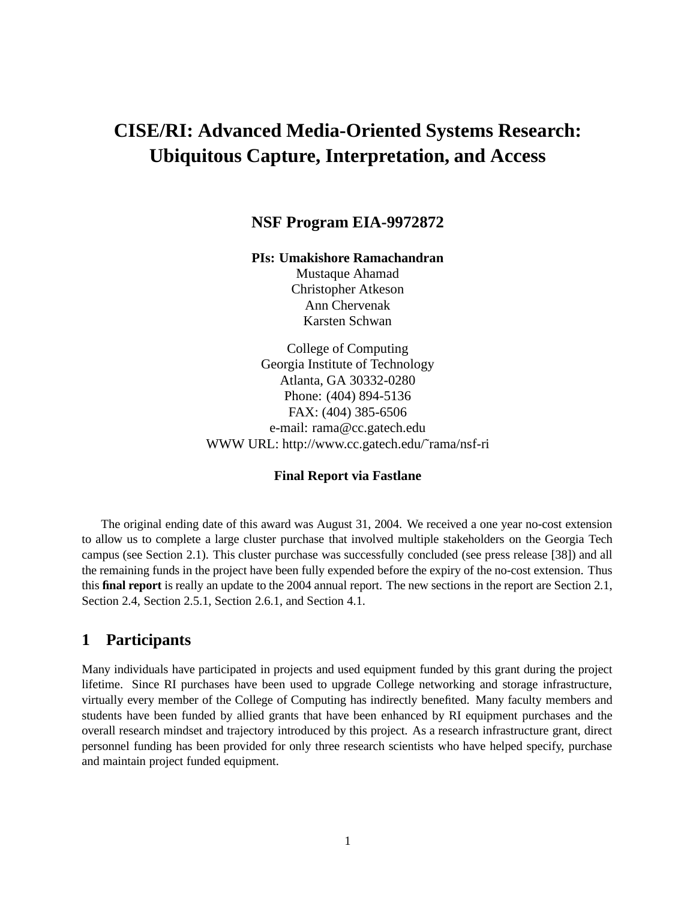# CISE/RI: Advanced Media-Oriented Systems Research: Ubiquitous Capture, Interpretation, and Access

**NSF Program EIA-9972872**

**PIs: Umakishore Ramachandran**
Mustaque Ahamad
Christopher Atkeson
Ann Chervenak
Karsten Schwan

College of Computing
Georgia Institute of Technology
Atlanta, GA 30332-0280
Phone: (404) 894-5136
FAX: (404) 385-6506
e-mail: rama@cc.gatech.edu
WWW URL: http://www.cc.gatech.edu/˜rama/nsf-ri

**Final Report via Fastlane**

The original ending date of this award was August 31, 2004. We received a one year no-cost extension to allow us to complete a large cluster purchase that involved multiple stakeholders on the Georgia Tech campus (see Section 2.1). This cluster purchase was successfully concluded (see press release [38]) and all the remaining funds in the project have been fully expended before the expiry of the no-cost extension. Thus this **final report** is really an update to the 2004 annual report. The new sections in the report are Section 2.1, Section 2.4, Section 2.5.1, Section 2.6.1, and Section 4.1.

## 1 Participants

Many individuals have participated in projects and used equipment funded by this grant during the project lifetime. Since RI purchases have been used to upgrade College networking and storage infrastructure, virtually every member of the College of Computing has indirectly benefited. Many faculty members and students have been funded by allied grants that have been enhanced by RI equipment purchases and the overall research mindset and trajectory introduced by this project. As a research infrastructure grant, direct personnel funding has been provided for only three research scientists who have helped specify, purchase and maintain project funded equipment.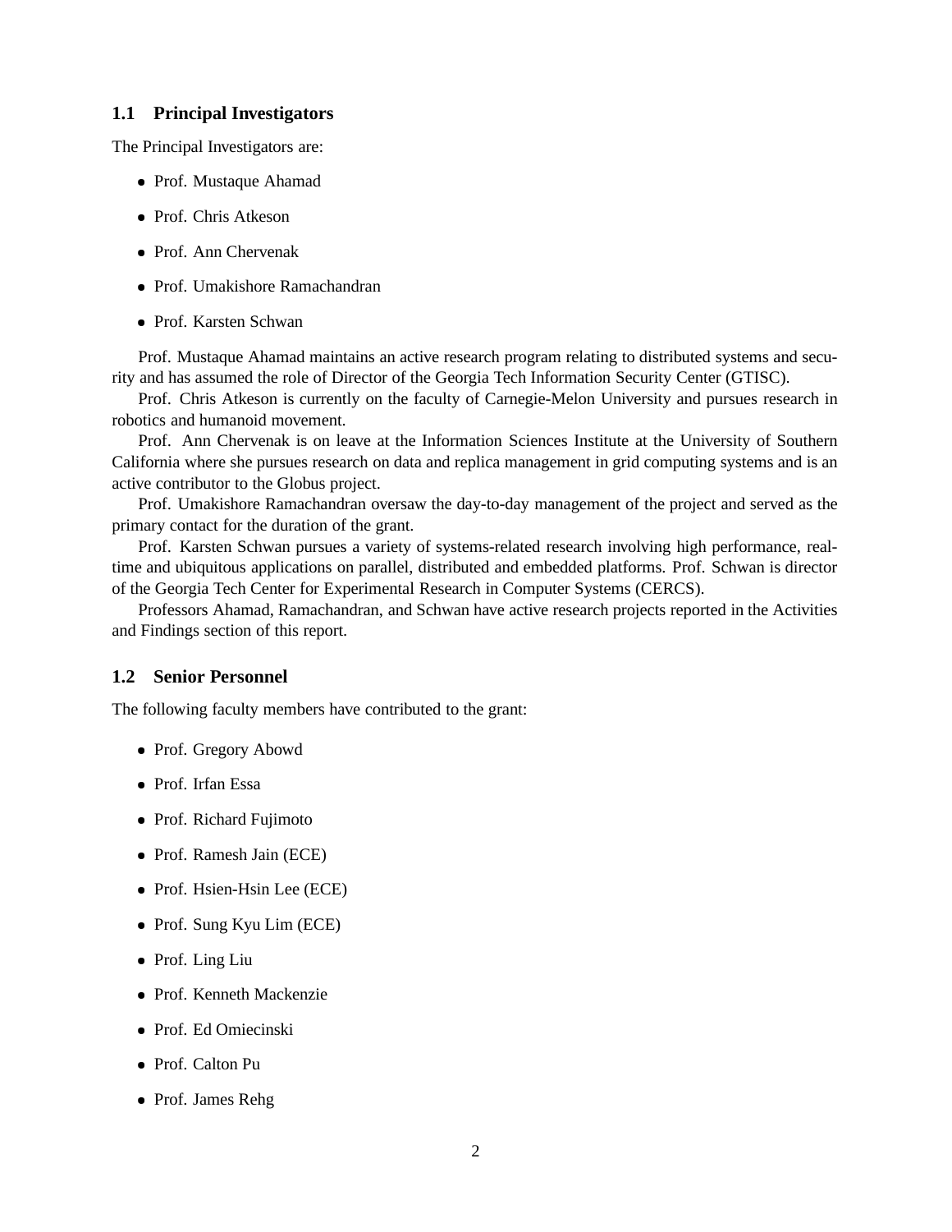### 1.1 Principal Investigators

The Principal Investigators are:

- Prof. Mustaque Ahamad
- Prof. Chris Atkeson
- Prof. Ann Chervenak
- Prof. Umakishore Ramachandran
- Prof. Karsten Schwan

Prof. Mustaque Ahamad maintains an active research program relating to distributed systems and security and has assumed the role of Director of the Georgia Tech Information Security Center (GTISC).

Prof. Chris Atkeson is currently on the faculty of Carnegie-Melon University and pursues research in robotics and humanoid movement.

Prof. Ann Chervenak is on leave at the Information Sciences Institute at the University of Southern California where she pursues research on data and replica management in grid computing systems and is an active contributor to the Globus project.

Prof. Umakishore Ramachandran oversaw the day-to-day management of the project and served as the primary contact for the duration of the grant.

Prof. Karsten Schwan pursues a variety of systems-related research involving high performance, real-time and ubiquitous applications on parallel, distributed and embedded platforms. Prof. Schwan is director of the Georgia Tech Center for Experimental Research in Computer Systems (CERCS).

Professors Ahamad, Ramachandran, and Schwan have active research projects reported in the Activities and Findings section of this report.

### 1.2 Senior Personnel

The following faculty members have contributed to the grant:

- Prof. Gregory Abowd
- Prof. Irfan Essa
- Prof. Richard Fujimoto
- Prof. Ramesh Jain (ECE)
- Prof. Hsien-Hsin Lee (ECE)
- Prof. Sung Kyu Lim (ECE)
- Prof. Ling Liu
- Prof. Kenneth Mackenzie
- Prof. Ed Omiecinski
- Prof. Calton Pu
- Prof. James Rehg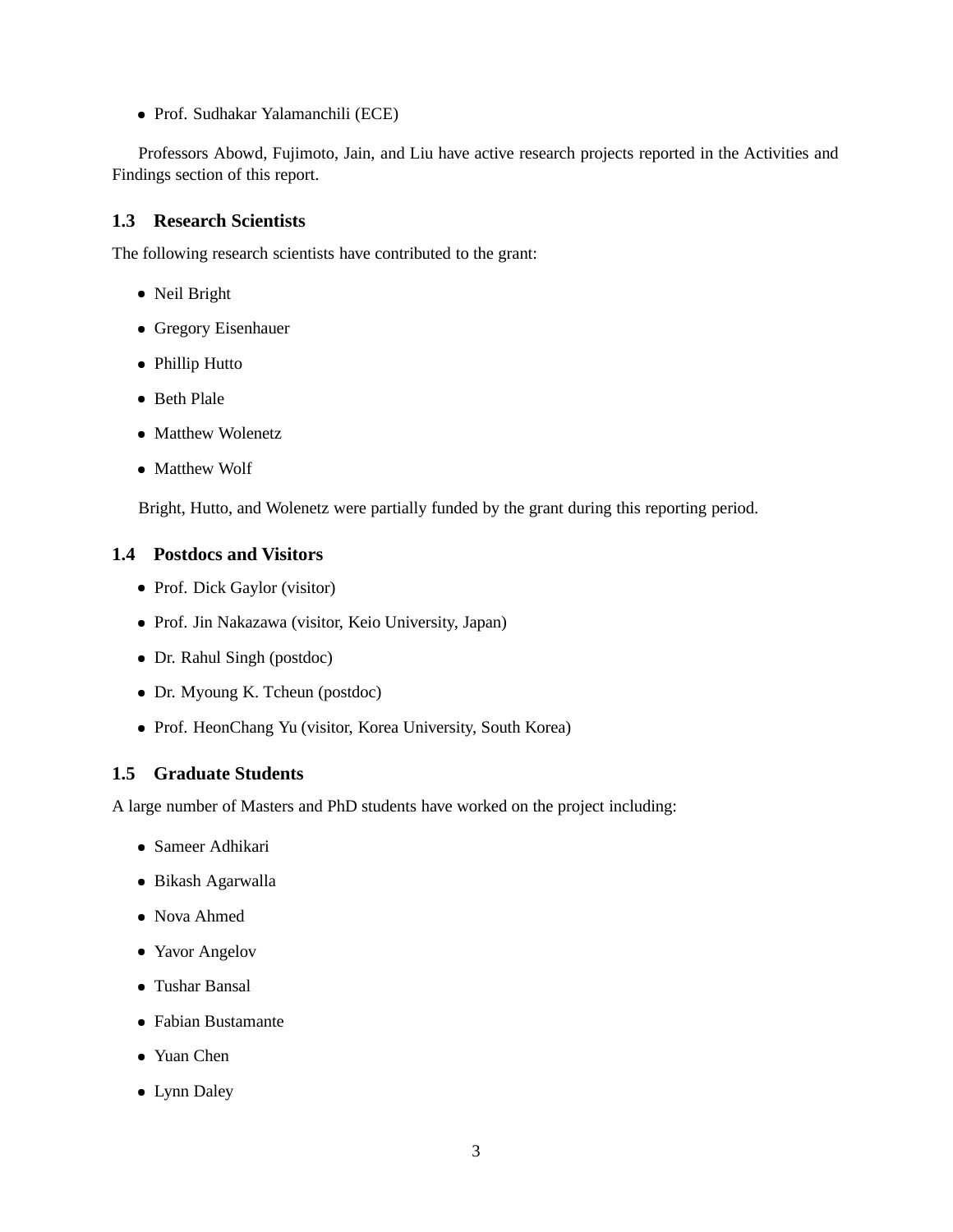- Prof. Sudhakar Yalamanchili (ECE)

Professors Abowd, Fujimoto, Jain, and Liu have active research projects reported in the Activities and Findings section of this report.

## 1.3 Research Scientists

The following research scientists have contributed to the grant:

- Neil Bright
- Gregory Eisenhauer
- Phillip Hutto
- Beth Plale
- Matthew Wolenetz
- Matthew Wolf

Bright, Hutto, and Wolenetz were partially funded by the grant during this reporting period.

## 1.4 Postdocs and Visitors

- Prof. Dick Gaylor (visitor)
- Prof. Jin Nakazawa (visitor, Keio University, Japan)
- Dr. Rahul Singh (postdoc)
- Dr. Myoung K. Tcheun (postdoc)
- Prof. HeonChang Yu (visitor, Korea University, South Korea)

## 1.5 Graduate Students

A large number of Masters and PhD students have worked on the project including:

- Sameer Adhikari
- Bikash Agarwalla
- Nova Ahmed
- Yavor Angelov
- Tushar Bansal
- Fabian Bustamante
- Yuan Chen
- Lynn Daley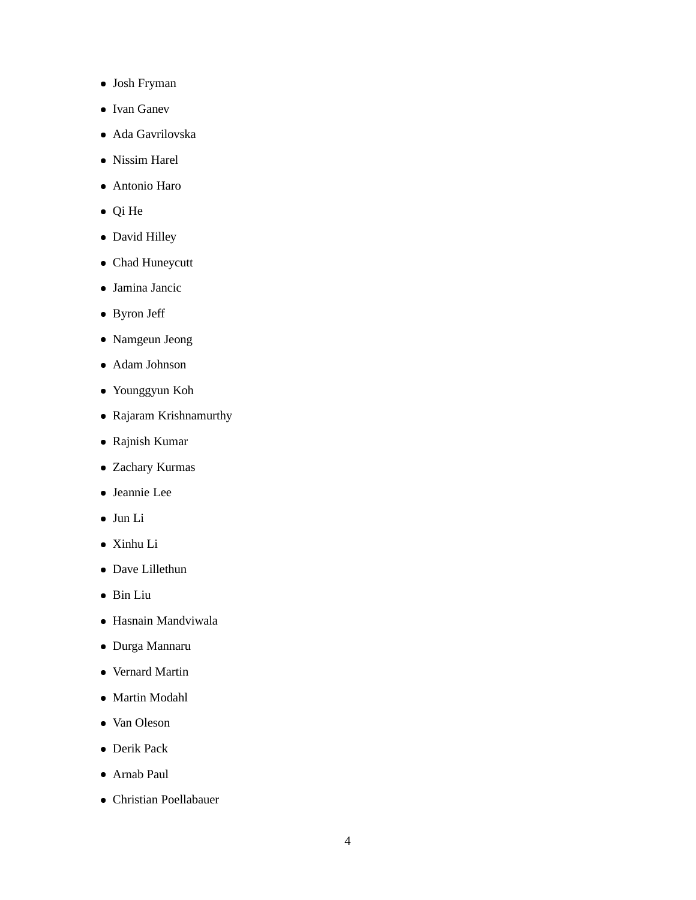- Josh Fryman
- Ivan Ganev
- Ada Gavrilovska
- Nissim Harel
- Antonio Haro
- Qi He
- David Hilley
- Chad Huneycutt
- Jamina Jancic
- Byron Jeff
- Namgeun Jeong
- Adam Johnson
- Younggyun Koh
- Rajaram Krishnamurthy
- Rajnish Kumar
- Zachary Kurmas
- Jeannie Lee
- Jun Li
- Xinhu Li
- Dave Lillethun
- Bin Liu
- Hasnain Mandviwala
- Durga Mannaru
- Vernard Martin
- Martin Modahl
- Van Oleson
- Derik Pack
- Arnab Paul
- Christian Poellabauer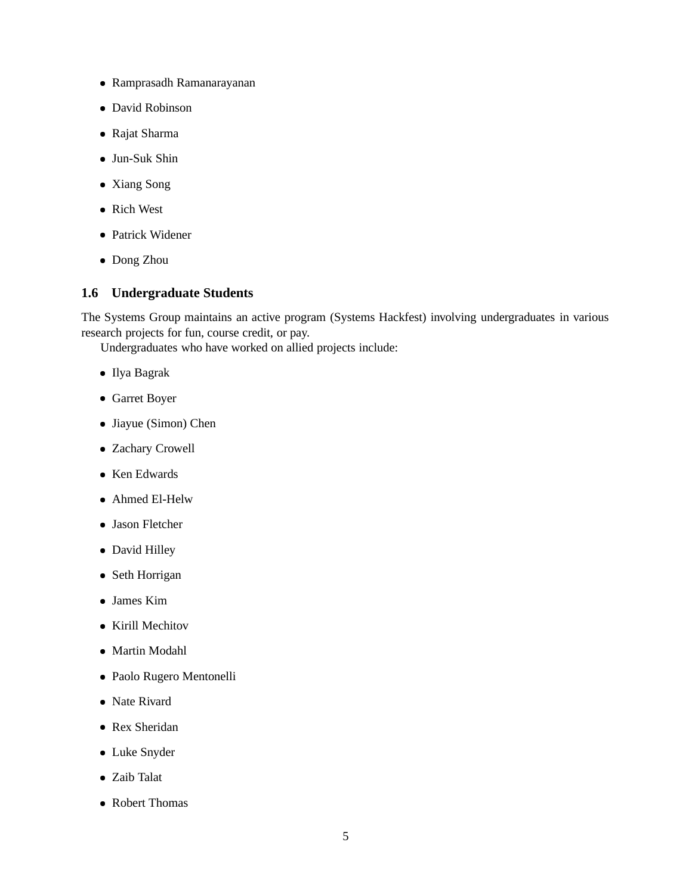- Ramprasadh Ramanarayanan
- David Robinson
- Rajat Sharma
- Jun-Suk Shin
- Xiang Song
- Rich West
- Patrick Widener
- Dong Zhou

### 1.6 Undergraduate Students

The Systems Group maintains an active program (Systems Hackfest) involving undergraduates in various research projects for fun, course credit, or pay.

Undergraduates who have worked on allied projects include:

- Ilya Bagrak
- Garret Boyer
- Jiayue (Simon) Chen
- Zachary Crowell
- Ken Edwards
- Ahmed El-Helw
- Jason Fletcher
- David Hilley
- Seth Horrigan
- James Kim
- Kirill Mechitov
- Martin Modahl
- Paolo Rugero Mentonelli
- Nate Rivard
- Rex Sheridan
- Luke Snyder
- Zaib Talat
- Robert Thomas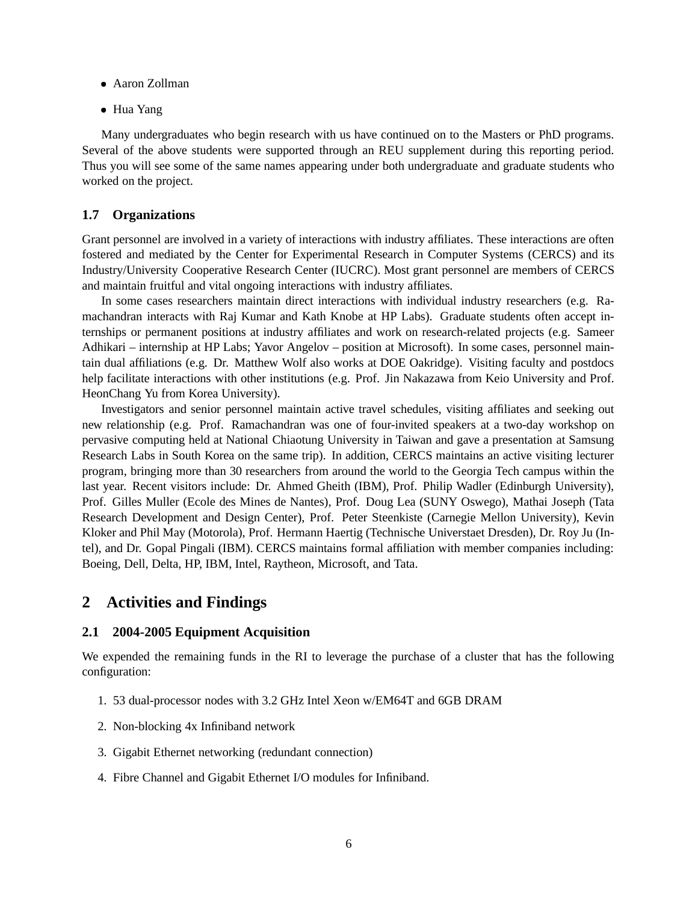- Aaron Zollman
- Hua Yang

Many undergraduates who begin research with us have continued on to the Masters or PhD programs. Several of the above students were supported through an REU supplement during this reporting period. Thus you will see some of the same names appearing under both undergraduate and graduate students who worked on the project.

### 1.7 Organizations

Grant personnel are involved in a variety of interactions with industry affiliates. These interactions are often fostered and mediated by the Center for Experimental Research in Computer Systems (CERCS) and its Industry/University Cooperative Research Center (IUCRC). Most grant personnel are members of CERCS and maintain fruitful and vital ongoing interactions with industry affiliates.

In some cases researchers maintain direct interactions with individual industry researchers (e.g. Ramachandran interacts with Raj Kumar and Kath Knobe at HP Labs). Graduate students often accept internships or permanent positions at industry affiliates and work on research-related projects (e.g. Sameer Adhikari – internship at HP Labs; Yavor Angelov – position at Microsoft). In some cases, personnel maintain dual affiliations (e.g. Dr. Matthew Wolf also works at DOE Oakridge). Visiting faculty and postdocs help facilitate interactions with other institutions (e.g. Prof. Jin Nakazawa from Keio University and Prof. HeonChang Yu from Korea University).

Investigators and senior personnel maintain active travel schedules, visiting affiliates and seeking out new relationship (e.g. Prof. Ramachandran was one of four-invited speakers at a two-day workshop on pervasive computing held at National Chiaotung University in Taiwan and gave a presentation at Samsung Research Labs in South Korea on the same trip). In addition, CERCS maintains an active visiting lecturer program, bringing more than 30 researchers from around the world to the Georgia Tech campus within the last year. Recent visitors include: Dr. Ahmed Gheith (IBM), Prof. Philip Wadler (Edinburgh University), Prof. Gilles Muller (Ecole des Mines de Nantes), Prof. Doug Lea (SUNY Oswego), Mathai Joseph (Tata Research Development and Design Center), Prof. Peter Steenkiste (Carnegie Mellon University), Kevin Kloker and Phil May (Motorola), Prof. Hermann Haertig (Technische Universtaet Dresden), Dr. Roy Ju (Intel), and Dr. Gopal Pingali (IBM). CERCS maintains formal affiliation with member companies including: Boeing, Dell, Delta, HP, IBM, Intel, Raytheon, Microsoft, and Tata.

## 2 Activities and Findings

### 2.1 2004-2005 Equipment Acquisition

We expended the remaining funds in the RI to leverage the purchase of a cluster that has the following configuration:

1. 53 dual-processor nodes with 3.2 GHz Intel Xeon w/EM64T and 6GB DRAM
2. Non-blocking 4x Infiniband network
3. Gigabit Ethernet networking (redundant connection)
4. Fibre Channel and Gigabit Ethernet I/O modules for Infiniband.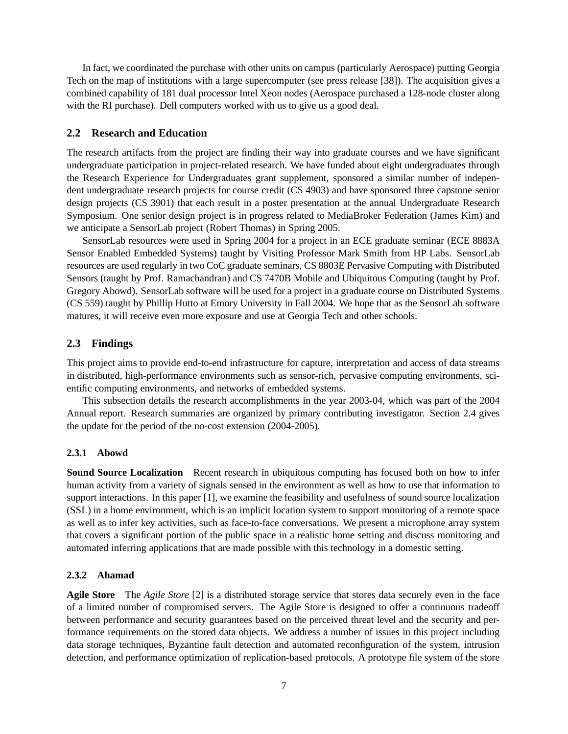In fact, we coordinated the purchase with other units on campus (particularly Aerospace) putting Georgia Tech on the map of institutions with a large supercomputer (see press release [38]). The acquisition gives a combined capability of 181 dual processor Intel Xeon nodes (Aerospace purchased a 128-node cluster along with the RI purchase). Dell computers worked with us to give us a good deal.

## 2.2 Research and Education

The research artifacts from the project are finding their way into graduate courses and we have significant undergraduate participation in project-related research. We have funded about eight undergraduates through the Research Experience for Undergraduates grant supplement, sponsored a similar number of independent undergraduate research projects for course credit (CS 4903) and have sponsored three capstone senior design projects (CS 3901) that each result in a poster presentation at the annual Undergraduate Research Symposium. One senior design project is in progress related to MediaBroker Federation (James Kim) and we anticipate a SensorLab project (Robert Thomas) in Spring 2005.

SensorLab resources were used in Spring 2004 for a project in an ECE graduate seminar (ECE 8883A Sensor Enabled Embedded Systems) taught by Visiting Professor Mark Smith from HP Labs. SensorLab resources are used regularly in two CoC graduate seminars, CS 8803E Pervasive Computing with Distributed Sensors (taught by Prof. Ramachandran) and CS 7470B Mobile and Ubiquitous Computing (taught by Prof. Gregory Abowd). SensorLab software will be used for a project in a graduate course on Distributed Systems (CS 559) taught by Phillip Hutto at Emory University in Fall 2004. We hope that as the SensorLab software matures, it will receive even more exposure and use at Georgia Tech and other schools.

## 2.3 Findings

This project aims to provide end-to-end infrastructure for capture, interpretation and access of data streams in distributed, high-performance environments such as sensor-rich, pervasive computing environments, scientific computing environments, and networks of embedded systems.

This subsection details the research accomplishments in the year 2003-04, which was part of the 2004 Annual report. Research summaries are organized by primary contributing investigator. Section 2.4 gives the update for the period of the no-cost extension (2004-2005).

### 2.3.1 Abowd

**Sound Source Localization** Recent research in ubiquitous computing has focused both on how to infer human activity from a variety of signals sensed in the environment as well as how to use that information to support interactions. In this paper [1], we examine the feasibility and usefulness of sound source localization (SSL) in a home environment, which is an implicit location system to support monitoring of a remote space as well as to infer key activities, such as face-to-face conversations. We present a microphone array system that covers a significant portion of the public space in a realistic home setting and discuss monitoring and automated inferring applications that are made possible with this technology in a domestic setting.

### 2.3.2 Ahamad

**Agile Store** The *Agile Store* [2] is a distributed storage service that stores data securely even in the face of a limited number of compromised servers. The Agile Store is designed to offer a continuous tradeoff between performance and security guarantees based on the perceived threat level and the security and performance requirements on the stored data objects. We address a number of issues in this project including data storage techniques, Byzantine fault detection and automated reconfiguration of the system, intrusion detection, and performance optimization of replication-based protocols. A prototype file system of the store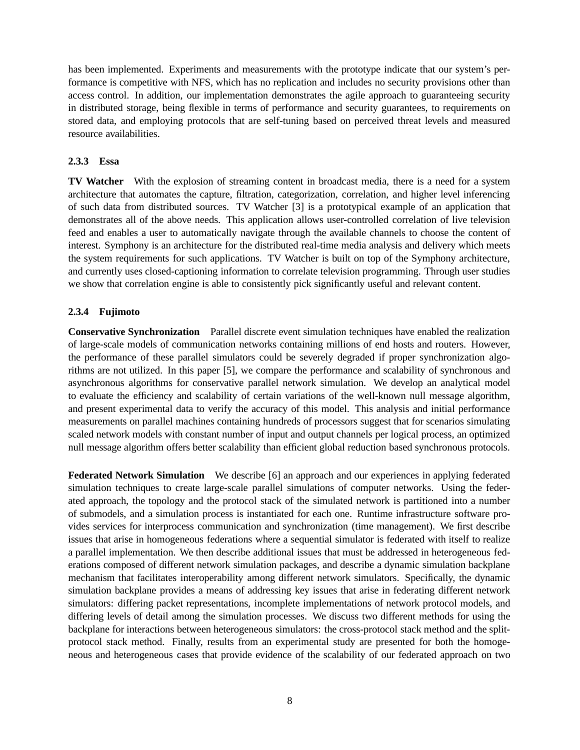has been implemented. Experiments and measurements with the prototype indicate that our system's performance is competitive with NFS, which has no replication and includes no security provisions other than access control. In addition, our implementation demonstrates the agile approach to guaranteeing security in distributed storage, being flexible in terms of performance and security guarantees, to requirements on stored data, and employing protocols that are self-tuning based on perceived threat levels and measured resource availabilities.

### 2.3.3 Essa

**TV Watcher** With the explosion of streaming content in broadcast media, there is a need for a system architecture that automates the capture, filtration, categorization, correlation, and higher level inferencing of such data from distributed sources. TV Watcher [3] is a prototypical example of an application that demonstrates all of the above needs. This application allows user-controlled correlation of live television feed and enables a user to automatically navigate through the available channels to choose the content of interest. Symphony is an architecture for the distributed real-time media analysis and delivery which meets the system requirements for such applications. TV Watcher is built on top of the Symphony architecture, and currently uses closed-captioning information to correlate television programming. Through user studies we show that correlation engine is able to consistently pick significantly useful and relevant content.

### 2.3.4 Fujimoto

**Conservative Synchronization** Parallel discrete event simulation techniques have enabled the realization of large-scale models of communication networks containing millions of end hosts and routers. However, the performance of these parallel simulators could be severely degraded if proper synchronization algorithms are not utilized. In this paper [5], we compare the performance and scalability of synchronous and asynchronous algorithms for conservative parallel network simulation. We develop an analytical model to evaluate the efficiency and scalability of certain variations of the well-known null message algorithm, and present experimental data to verify the accuracy of this model. This analysis and initial performance measurements on parallel machines containing hundreds of processors suggest that for scenarios simulating scaled network models with constant number of input and output channels per logical process, an optimized null message algorithm offers better scalability than efficient global reduction based synchronous protocols.

**Federated Network Simulation** We describe [6] an approach and our experiences in applying federated simulation techniques to create large-scale parallel simulations of computer networks. Using the federated approach, the topology and the protocol stack of the simulated network is partitioned into a number of submodels, and a simulation process is instantiated for each one. Runtime infrastructure software provides services for interprocess communication and synchronization (time management). We first describe issues that arise in homogeneous federations where a sequential simulator is federated with itself to realize a parallel implementation. We then describe additional issues that must be addressed in heterogeneous federations composed of different network simulation packages, and describe a dynamic simulation backplane mechanism that facilitates interoperability among different network simulators. Specifically, the dynamic simulation backplane provides a means of addressing key issues that arise in federating different network simulators: differing packet representations, incomplete implementations of network protocol models, and differing levels of detail among the simulation processes. We discuss two different methods for using the backplane for interactions between heterogeneous simulators: the cross-protocol stack method and the split-protocol stack method. Finally, results from an experimental study are presented for both the homogeneous and heterogeneous cases that provide evidence of the scalability of our federated approach on two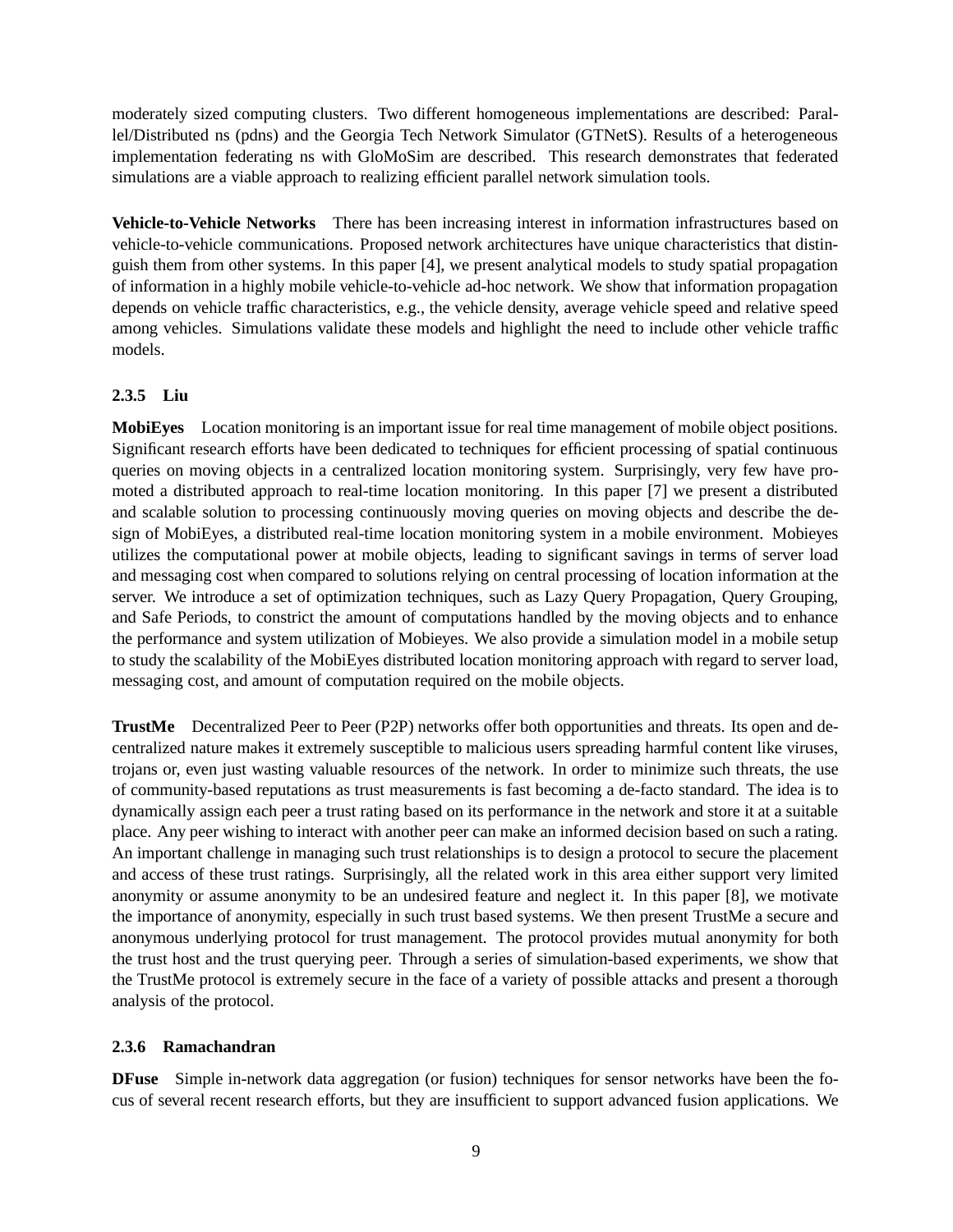moderately sized computing clusters. Two different homogeneous implementations are described: Parallel/Distributed ns (pdns) and the Georgia Tech Network Simulator (GTNetS). Results of a heterogeneous implementation federating ns with GloMoSim are described. This research demonstrates that federated simulations are a viable approach to realizing efficient parallel network simulation tools.

**Vehicle-to-Vehicle Networks** There has been increasing interest in information infrastructures based on vehicle-to-vehicle communications. Proposed network architectures have unique characteristics that distinguish them from other systems. In this paper [4], we present analytical models to study spatial propagation of information in a highly mobile vehicle-to-vehicle ad-hoc network. We show that information propagation depends on vehicle traffic characteristics, e.g., the vehicle density, average vehicle speed and relative speed among vehicles. Simulations validate these models and highlight the need to include other vehicle traffic models.

#### 2.3.5 Liu

**MobiEyes** Location monitoring is an important issue for real time management of mobile object positions. Significant research efforts have been dedicated to techniques for efficient processing of spatial continuous queries on moving objects in a centralized location monitoring system. Surprisingly, very few have promoted a distributed approach to real-time location monitoring. In this paper [7] we present a distributed and scalable solution to processing continuously moving queries on moving objects and describe the design of MobiEyes, a distributed real-time location monitoring system in a mobile environment. Mobieyes utilizes the computational power at mobile objects, leading to significant savings in terms of server load and messaging cost when compared to solutions relying on central processing of location information at the server. We introduce a set of optimization techniques, such as Lazy Query Propagation, Query Grouping, and Safe Periods, to constrict the amount of computations handled by the moving objects and to enhance the performance and system utilization of Mobieyes. We also provide a simulation model in a mobile setup to study the scalability of the MobiEyes distributed location monitoring approach with regard to server load, messaging cost, and amount of computation required on the mobile objects.

**TrustMe** Decentralized Peer to Peer (P2P) networks offer both opportunities and threats. Its open and decentralized nature makes it extremely susceptible to malicious users spreading harmful content like viruses, trojans or, even just wasting valuable resources of the network. In order to minimize such threats, the use of community-based reputations as trust measurements is fast becoming a de-facto standard. The idea is to dynamically assign each peer a trust rating based on its performance in the network and store it at a suitable place. Any peer wishing to interact with another peer can make an informed decision based on such a rating. An important challenge in managing such trust relationships is to design a protocol to secure the placement and access of these trust ratings. Surprisingly, all the related work in this area either support very limited anonymity or assume anonymity to be an undesired feature and neglect it. In this paper [8], we motivate the importance of anonymity, especially in such trust based systems. We then present TrustMe a secure and anonymous underlying protocol for trust management. The protocol provides mutual anonymity for both the trust host and the trust querying peer. Through a series of simulation-based experiments, we show that the TrustMe protocol is extremely secure in the face of a variety of possible attacks and present a thorough analysis of the protocol.

#### 2.3.6 Ramachandran

**DFuse** Simple in-network data aggregation (or fusion) techniques for sensor networks have been the focus of several recent research efforts, but they are insufficient to support advanced fusion applications. We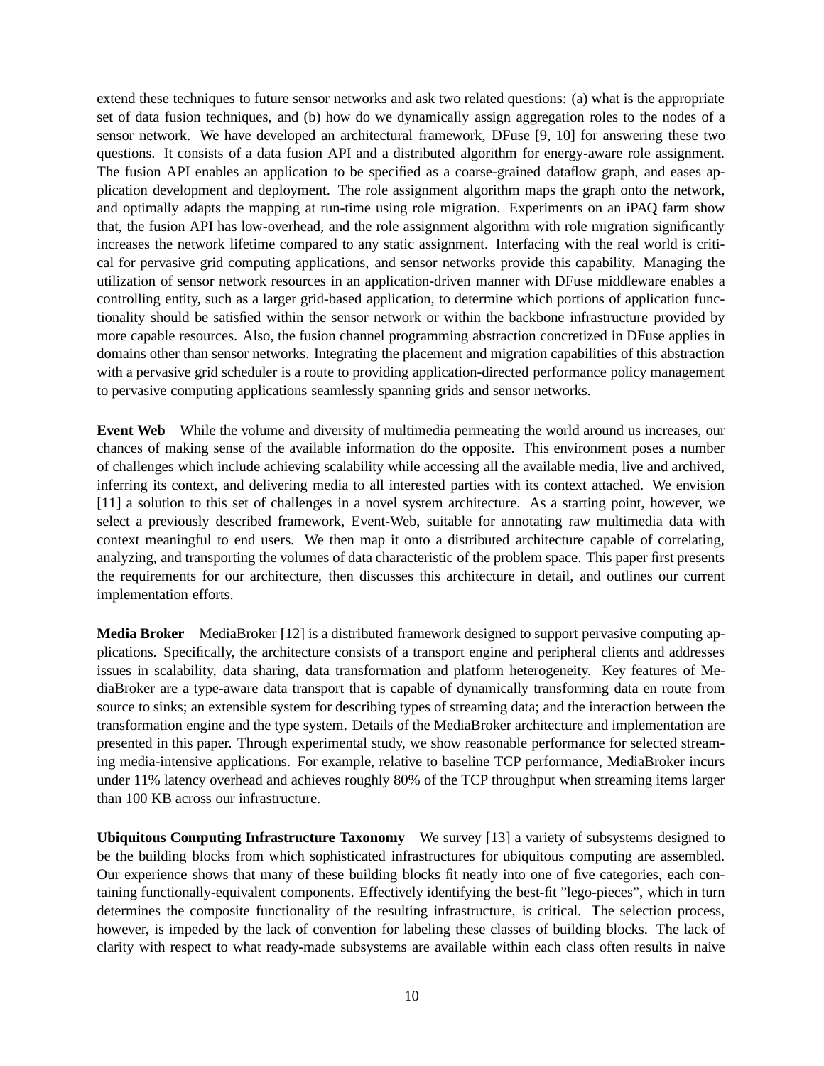extend these techniques to future sensor networks and ask two related questions: (a) what is the appropriate set of data fusion techniques, and (b) how do we dynamically assign aggregation roles to the nodes of a sensor network. We have developed an architectural framework, DFuse [9, 10] for answering these two questions. It consists of a data fusion API and a distributed algorithm for energy-aware role assignment. The fusion API enables an application to be specified as a coarse-grained dataflow graph, and eases application development and deployment. The role assignment algorithm maps the graph onto the network, and optimally adapts the mapping at run-time using role migration. Experiments on an iPAQ farm show that, the fusion API has low-overhead, and the role assignment algorithm with role migration significantly increases the network lifetime compared to any static assignment. Interfacing with the real world is critical for pervasive grid computing applications, and sensor networks provide this capability. Managing the utilization of sensor network resources in an application-driven manner with DFuse middleware enables a controlling entity, such as a larger grid-based application, to determine which portions of application functionality should be satisfied within the sensor network or within the backbone infrastructure provided by more capable resources. Also, the fusion channel programming abstraction concretized in DFuse applies in domains other than sensor networks. Integrating the placement and migration capabilities of this abstraction with a pervasive grid scheduler is a route to providing application-directed performance policy management to pervasive computing applications seamlessly spanning grids and sensor networks.

**Event Web** While the volume and diversity of multimedia permeating the world around us increases, our chances of making sense of the available information do the opposite. This environment poses a number of challenges which include achieving scalability while accessing all the available media, live and archived, inferring its context, and delivering media to all interested parties with its context attached. We envision [11] a solution to this set of challenges in a novel system architecture. As a starting point, however, we select a previously described framework, Event-Web, suitable for annotating raw multimedia data with context meaningful to end users. We then map it onto a distributed architecture capable of correlating, analyzing, and transporting the volumes of data characteristic of the problem space. This paper first presents the requirements for our architecture, then discusses this architecture in detail, and outlines our current implementation efforts.

**Media Broker** MediaBroker [12] is a distributed framework designed to support pervasive computing applications. Specifically, the architecture consists of a transport engine and peripheral clients and addresses issues in scalability, data sharing, data transformation and platform heterogeneity. Key features of MediaBroker are a type-aware data transport that is capable of dynamically transforming data en route from source to sinks; an extensible system for describing types of streaming data; and the interaction between the transformation engine and the type system. Details of the MediaBroker architecture and implementation are presented in this paper. Through experimental study, we show reasonable performance for selected streaming media-intensive applications. For example, relative to baseline TCP performance, MediaBroker incurs under 11% latency overhead and achieves roughly 80% of the TCP throughput when streaming items larger than 100 KB across our infrastructure.

**Ubiquitous Computing Infrastructure Taxonomy** We survey [13] a variety of subsystems designed to be the building blocks from which sophisticated infrastructures for ubiquitous computing are assembled. Our experience shows that many of these building blocks fit neatly into one of five categories, each containing functionally-equivalent components. Effectively identifying the best-fit "lego-pieces", which in turn determines the composite functionality of the resulting infrastructure, is critical. The selection process, however, is impeded by the lack of convention for labeling these classes of building blocks. The lack of clarity with respect to what ready-made subsystems are available within each class often results in naive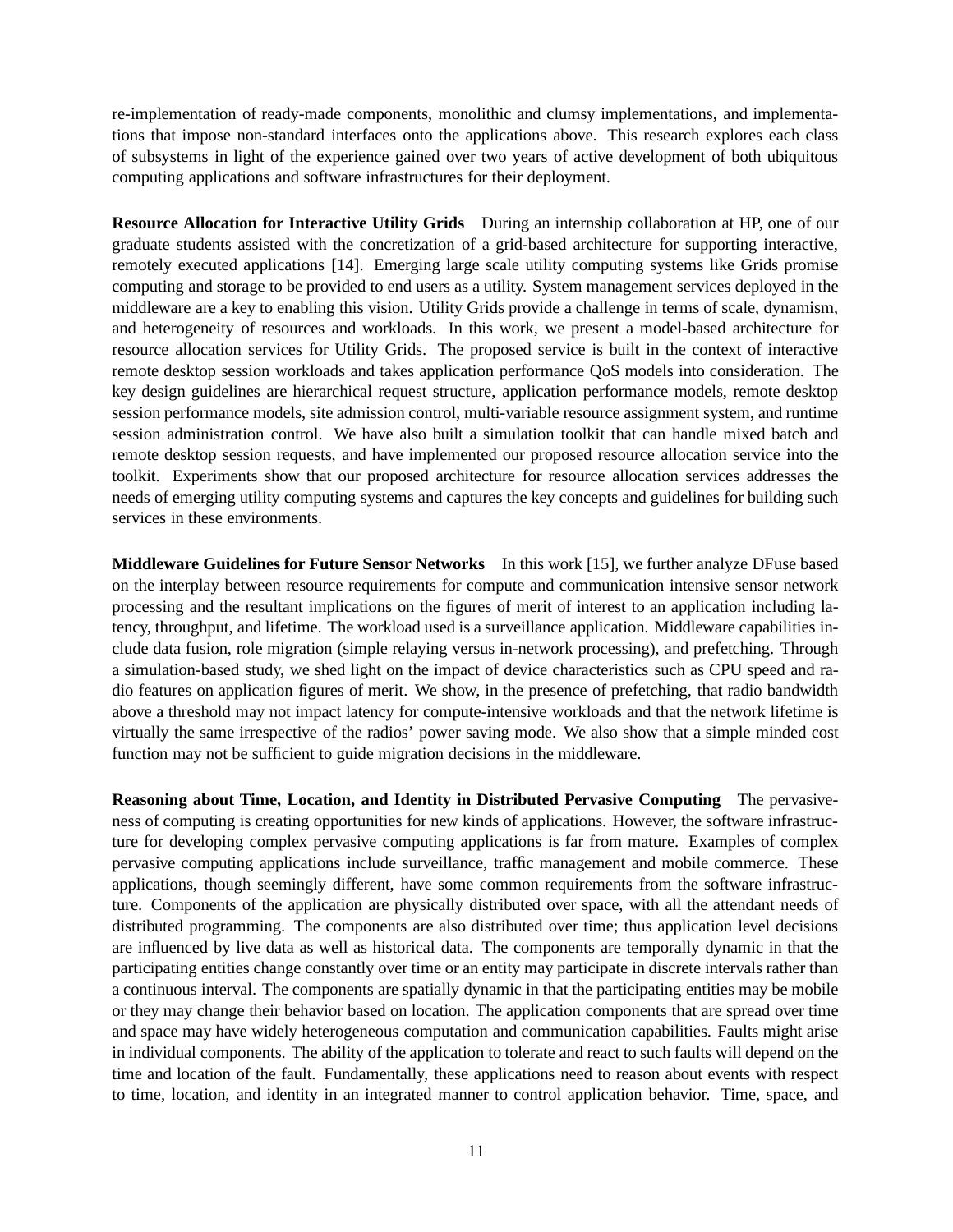re-implementation of ready-made components, monolithic and clumsy implementations, and implementations that impose non-standard interfaces onto the applications above. This research explores each class of subsystems in light of the experience gained over two years of active development of both ubiquitous computing applications and software infrastructures for their deployment.

**Resource Allocation for Interactive Utility Grids** During an internship collaboration at HP, one of our graduate students assisted with the concretization of a grid-based architecture for supporting interactive, remotely executed applications [14]. Emerging large scale utility computing systems like Grids promise computing and storage to be provided to end users as a utility. System management services deployed in the middleware are a key to enabling this vision. Utility Grids provide a challenge in terms of scale, dynamism, and heterogeneity of resources and workloads. In this work, we present a model-based architecture for resource allocation services for Utility Grids. The proposed service is built in the context of interactive remote desktop session workloads and takes application performance QoS models into consideration. The key design guidelines are hierarchical request structure, application performance models, remote desktop session performance models, site admission control, multi-variable resource assignment system, and runtime session administration control. We have also built a simulation toolkit that can handle mixed batch and remote desktop session requests, and have implemented our proposed resource allocation service into the toolkit. Experiments show that our proposed architecture for resource allocation services addresses the needs of emerging utility computing systems and captures the key concepts and guidelines for building such services in these environments.

**Middleware Guidelines for Future Sensor Networks** In this work [15], we further analyze DFuse based on the interplay between resource requirements for compute and communication intensive sensor network processing and the resultant implications on the figures of merit of interest to an application including latency, throughput, and lifetime. The workload used is a surveillance application. Middleware capabilities include data fusion, role migration (simple relaying versus in-network processing), and prefetching. Through a simulation-based study, we shed light on the impact of device characteristics such as CPU speed and radio features on application figures of merit. We show, in the presence of prefetching, that radio bandwidth above a threshold may not impact latency for compute-intensive workloads and that the network lifetime is virtually the same irrespective of the radios' power saving mode. We also show that a simple minded cost function may not be sufficient to guide migration decisions in the middleware.

**Reasoning about Time, Location, and Identity in Distributed Pervasive Computing** The pervasiveness of computing is creating opportunities for new kinds of applications. However, the software infrastructure for developing complex pervasive computing applications is far from mature. Examples of complex pervasive computing applications include surveillance, traffic management and mobile commerce. These applications, though seemingly different, have some common requirements from the software infrastructure. Components of the application are physically distributed over space, with all the attendant needs of distributed programming. The components are also distributed over time; thus application level decisions are influenced by live data as well as historical data. The components are temporally dynamic in that the participating entities change constantly over time or an entity may participate in discrete intervals rather than a continuous interval. The components are spatially dynamic in that the participating entities may be mobile or they may change their behavior based on location. The application components that are spread over time and space may have widely heterogeneous computation and communication capabilities. Faults might arise in individual components. The ability of the application to tolerate and react to such faults will depend on the time and location of the fault. Fundamentally, these applications need to reason about events with respect to time, location, and identity in an integrated manner to control application behavior. Time, space, and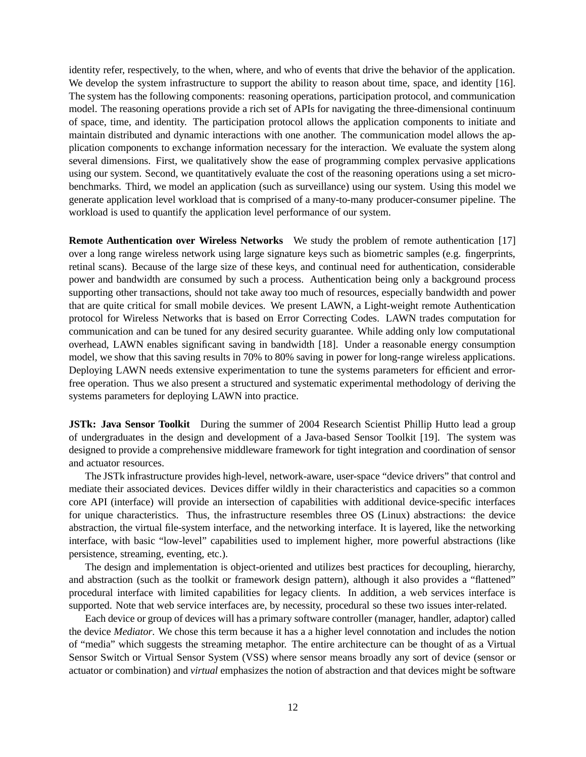identity refer, respectively, to the when, where, and who of events that drive the behavior of the application. We develop the system infrastructure to support the ability to reason about time, space, and identity [16]. The system has the following components: reasoning operations, participation protocol, and communication model. The reasoning operations provide a rich set of APIs for navigating the three-dimensional continuum of space, time, and identity. The participation protocol allows the application components to initiate and maintain distributed and dynamic interactions with one another. The communication model allows the application components to exchange information necessary for the interaction. We evaluate the system along several dimensions. First, we qualitatively show the ease of programming complex pervasive applications using our system. Second, we quantitatively evaluate the cost of the reasoning operations using a set microbenchmarks. Third, we model an application (such as surveillance) using our system. Using this model we generate application level workload that is comprised of a many-to-many producer-consumer pipeline. The workload is used to quantify the application level performance of our system.

**Remote Authentication over Wireless Networks** We study the problem of remote authentication [17] over a long range wireless network using large signature keys such as biometric samples (e.g. fingerprints, retinal scans). Because of the large size of these keys, and continual need for authentication, considerable power and bandwidth are consumed by such a process. Authentication being only a background process supporting other transactions, should not take away too much of resources, especially bandwidth and power that are quite critical for small mobile devices. We present LAWN, a Light-weight remote Authentication protocol for Wireless Networks that is based on Error Correcting Codes. LAWN trades computation for communication and can be tuned for any desired security guarantee. While adding only low computational overhead, LAWN enables significant saving in bandwidth [18]. Under a reasonable energy consumption model, we show that this saving results in 70% to 80% saving in power for long-range wireless applications. Deploying LAWN needs extensive experimentation to tune the systems parameters for efficient and error-free operation. Thus we also present a structured and systematic experimental methodology of deriving the systems parameters for deploying LAWN into practice.

**JSTk: Java Sensor Toolkit** During the summer of 2004 Research Scientist Phillip Hutto lead a group of undergraduates in the design and development of a Java-based Sensor Toolkit [19]. The system was designed to provide a comprehensive middleware framework for tight integration and coordination of sensor and actuator resources.

The JSTk infrastructure provides high-level, network-aware, user-space "device drivers" that control and mediate their associated devices. Devices differ wildly in their characteristics and capacities so a common core API (interface) will provide an intersection of capabilities with additional device-specific interfaces for unique characteristics. Thus, the infrastructure resembles three OS (Linux) abstractions: the device abstraction, the virtual file-system interface, and the networking interface. It is layered, like the networking interface, with basic "low-level" capabilities used to implement higher, more powerful abstractions (like persistence, streaming, eventing, etc.).

The design and implementation is object-oriented and utilizes best practices for decoupling, hierarchy, and abstraction (such as the toolkit or framework design pattern), although it also provides a "flattened" procedural interface with limited capabilities for legacy clients. In addition, a web services interface is supported. Note that web service interfaces are, by necessity, procedural so these two issues inter-related.

Each device or group of devices will has a primary software controller (manager, handler, adaptor) called the device *Mediator*. We chose this term because it has a a higher level connotation and includes the notion of "media" which suggests the streaming metaphor. The entire architecture can be thought of as a Virtual Sensor Switch or Virtual Sensor System (VSS) where sensor means broadly any sort of device (sensor or actuator or combination) and *virtual* emphasizes the notion of abstraction and that devices might be software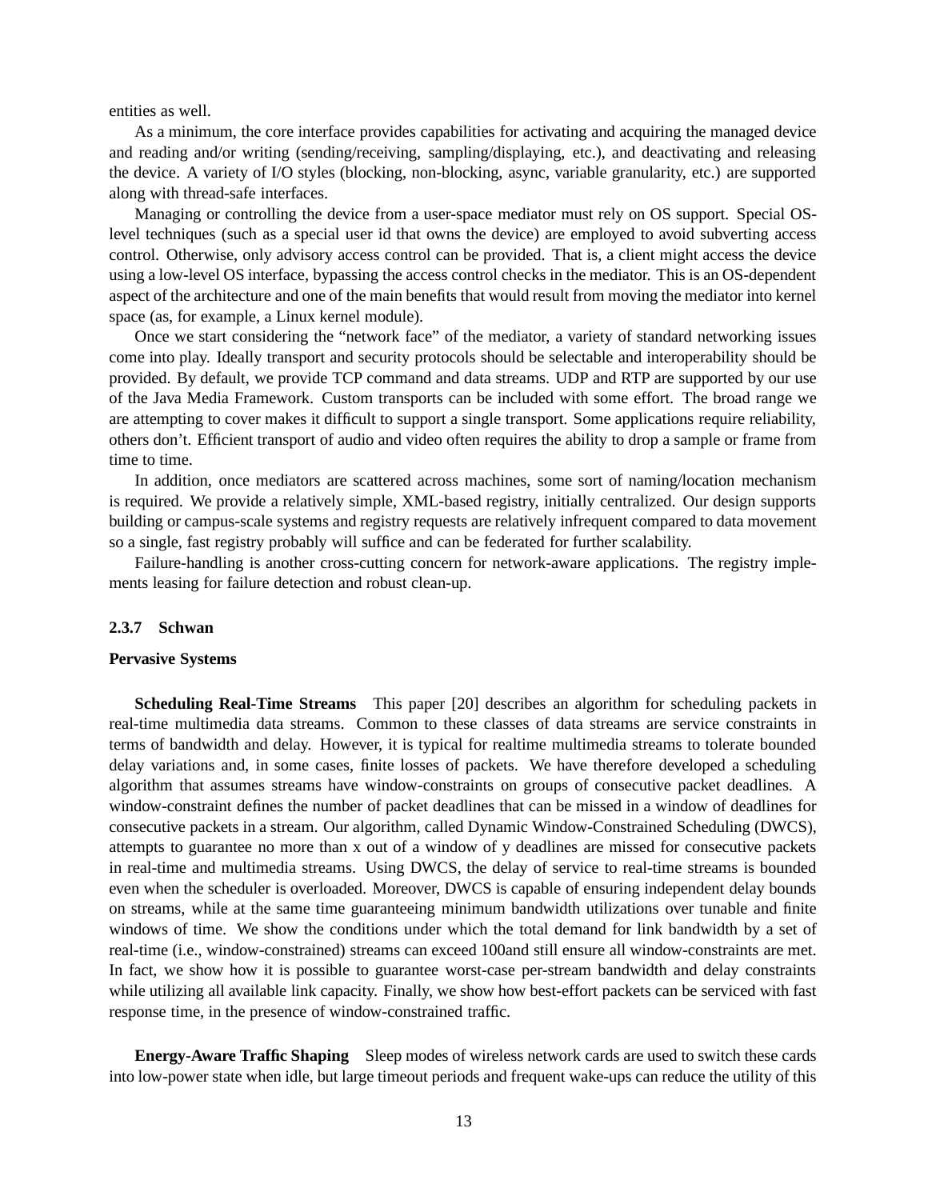entities as well.

As a minimum, the core interface provides capabilities for activating and acquiring the managed device and reading and/or writing (sending/receiving, sampling/displaying, etc.), and deactivating and releasing the device. A variety of I/O styles (blocking, non-blocking, async, variable granularity, etc.) are supported along with thread-safe interfaces.

Managing or controlling the device from a user-space mediator must rely on OS support. Special OS-level techniques (such as a special user id that owns the device) are employed to avoid subverting access control. Otherwise, only advisory access control can be provided. That is, a client might access the device using a low-level OS interface, bypassing the access control checks in the mediator. This is an OS-dependent aspect of the architecture and one of the main benefits that would result from moving the mediator into kernel space (as, for example, a Linux kernel module).

Once we start considering the "network face" of the mediator, a variety of standard networking issues come into play. Ideally transport and security protocols should be selectable and interoperability should be provided. By default, we provide TCP command and data streams. UDP and RTP are supported by our use of the Java Media Framework. Custom transports can be included with some effort. The broad range we are attempting to cover makes it difficult to support a single transport. Some applications require reliability, others don't. Efficient transport of audio and video often requires the ability to drop a sample or frame from time to time.

In addition, once mediators are scattered across machines, some sort of naming/location mechanism is required. We provide a relatively simple, XML-based registry, initially centralized. Our design supports building or campus-scale systems and registry requests are relatively infrequent compared to data movement so a single, fast registry probably will suffice and can be federated for further scalability.

Failure-handling is another cross-cutting concern for network-aware applications. The registry implements leasing for failure detection and robust clean-up.

### 2.3.7 Schwan

**Pervasive Systems**

**Scheduling Real-Time Streams** This paper [20] describes an algorithm for scheduling packets in real-time multimedia data streams. Common to these classes of data streams are service constraints in terms of bandwidth and delay. However, it is typical for realtime multimedia streams to tolerate bounded delay variations and, in some cases, finite losses of packets. We have therefore developed a scheduling algorithm that assumes streams have window-constraints on groups of consecutive packet deadlines. A window-constraint defines the number of packet deadlines that can be missed in a window of deadlines for consecutive packets in a stream. Our algorithm, called Dynamic Window-Constrained Scheduling (DWCS), attempts to guarantee no more than x out of a window of y deadlines are missed for consecutive packets in real-time and multimedia streams. Using DWCS, the delay of service to real-time streams is bounded even when the scheduler is overloaded. Moreover, DWCS is capable of ensuring independent delay bounds on streams, while at the same time guaranteeing minimum bandwidth utilizations over tunable and finite windows of time. We show the conditions under which the total demand for link bandwidth by a set of real-time (i.e., window-constrained) streams can exceed 100and still ensure all window-constraints are met. In fact, we show how it is possible to guarantee worst-case per-stream bandwidth and delay constraints while utilizing all available link capacity. Finally, we show how best-effort packets can be serviced with fast response time, in the presence of window-constrained traffic.

**Energy-Aware Traffic Shaping** Sleep modes of wireless network cards are used to switch these cards into low-power state when idle, but large timeout periods and frequent wake-ups can reduce the utility of this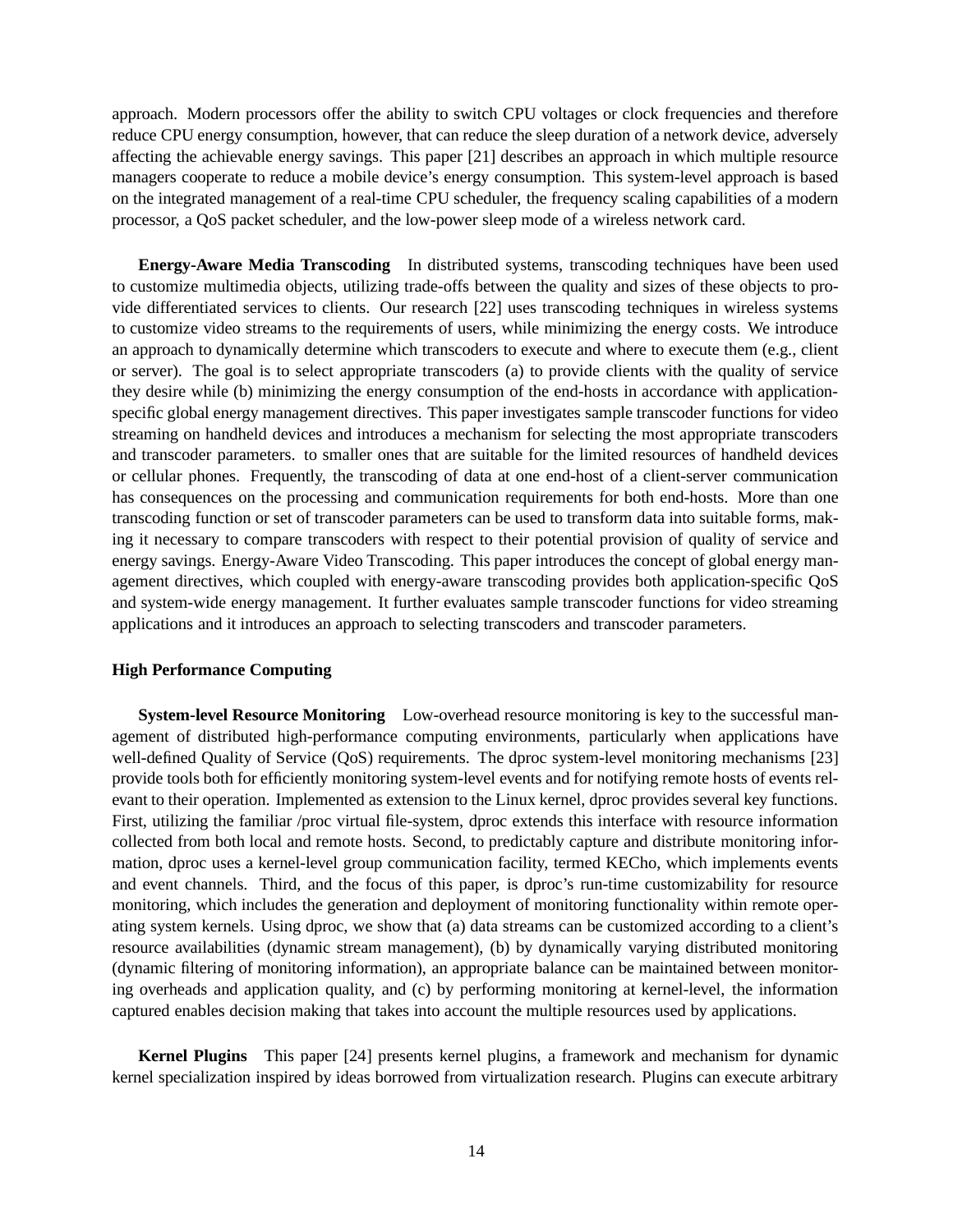approach. Modern processors offer the ability to switch CPU voltages or clock frequencies and therefore reduce CPU energy consumption, however, that can reduce the sleep duration of a network device, adversely affecting the achievable energy savings. This paper [21] describes an approach in which multiple resource managers cooperate to reduce a mobile device's energy consumption. This system-level approach is based on the integrated management of a real-time CPU scheduler, the frequency scaling capabilities of a modern processor, a QoS packet scheduler, and the low-power sleep mode of a wireless network card.

**Energy-Aware Media Transcoding** In distributed systems, transcoding techniques have been used to customize multimedia objects, utilizing trade-offs between the quality and sizes of these objects to provide differentiated services to clients. Our research [22] uses transcoding techniques in wireless systems to customize video streams to the requirements of users, while minimizing the energy costs. We introduce an approach to dynamically determine which transcoders to execute and where to execute them (e.g., client or server). The goal is to select appropriate transcoders (a) to provide clients with the quality of service they desire while (b) minimizing the energy consumption of the end-hosts in accordance with application-specific global energy management directives. This paper investigates sample transcoder functions for video streaming on handheld devices and introduces a mechanism for selecting the most appropriate transcoders and transcoder parameters. to smaller ones that are suitable for the limited resources of handheld devices or cellular phones. Frequently, the transcoding of data at one end-host of a client-server communication has consequences on the processing and communication requirements for both end-hosts. More than one transcoding function or set of transcoder parameters can be used to transform data into suitable forms, making it necessary to compare transcoders with respect to their potential provision of quality of service and energy savings. Energy-Aware Video Transcoding. This paper introduces the concept of global energy management directives, which coupled with energy-aware transcoding provides both application-specific QoS and system-wide energy management. It further evaluates sample transcoder functions for video streaming applications and it introduces an approach to selecting transcoders and transcoder parameters.

**High Performance Computing**

**System-level Resource Monitoring** Low-overhead resource monitoring is key to the successful management of distributed high-performance computing environments, particularly when applications have well-defined Quality of Service (QoS) requirements. The dproc system-level monitoring mechanisms [23] provide tools both for efficiently monitoring system-level events and for notifying remote hosts of events relevant to their operation. Implemented as extension to the Linux kernel, dproc provides several key functions. First, utilizing the familiar /proc virtual file-system, dproc extends this interface with resource information collected from both local and remote hosts. Second, to predictably capture and distribute monitoring information, dproc uses a kernel-level group communication facility, termed KECho, which implements events and event channels. Third, and the focus of this paper, is dproc's run-time customizability for resource monitoring, which includes the generation and deployment of monitoring functionality within remote operating system kernels. Using dproc, we show that (a) data streams can be customized according to a client's resource availabilities (dynamic stream management), (b) by dynamically varying distributed monitoring (dynamic filtering of monitoring information), an appropriate balance can be maintained between monitoring overheads and application quality, and (c) by performing monitoring at kernel-level, the information captured enables decision making that takes into account the multiple resources used by applications.

**Kernel Plugins** This paper [24] presents kernel plugins, a framework and mechanism for dynamic kernel specialization inspired by ideas borrowed from virtualization research. Plugins can execute arbitrary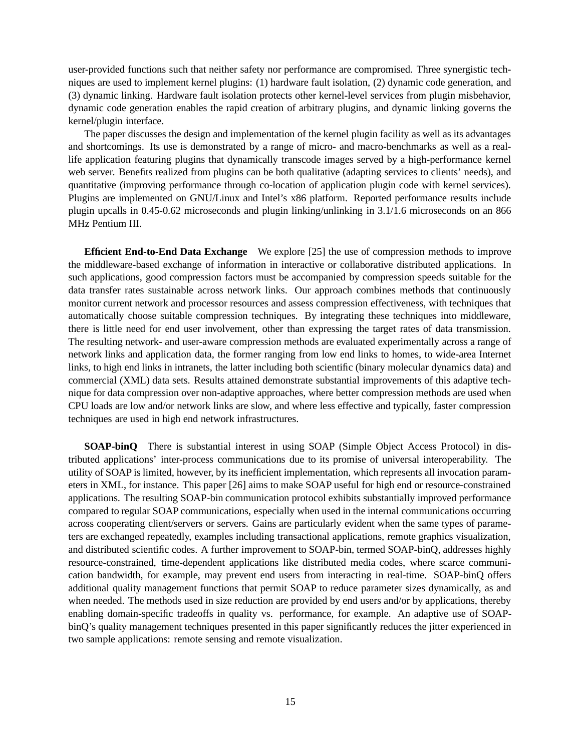user-provided functions such that neither safety nor performance are compromised. Three synergistic techniques are used to implement kernel plugins: (1) hardware fault isolation, (2) dynamic code generation, and (3) dynamic linking. Hardware fault isolation protects other kernel-level services from plugin misbehavior, dynamic code generation enables the rapid creation of arbitrary plugins, and dynamic linking governs the kernel/plugin interface.

The paper discusses the design and implementation of the kernel plugin facility as well as its advantages and shortcomings. Its use is demonstrated by a range of micro- and macro-benchmarks as well as a real-life application featuring plugins that dynamically transcode images served by a high-performance kernel web server. Benefits realized from plugins can be both qualitative (adapting services to clients' needs), and quantitative (improving performance through co-location of application plugin code with kernel services). Plugins are implemented on GNU/Linux and Intel's x86 platform. Reported performance results include plugin upcalls in 0.45-0.62 microseconds and plugin linking/unlinking in 3.1/1.6 microseconds on an 866 MHz Pentium III.

**Efficient End-to-End Data Exchange** We explore [25] the use of compression methods to improve the middleware-based exchange of information in interactive or collaborative distributed applications. In such applications, good compression factors must be accompanied by compression speeds suitable for the data transfer rates sustainable across network links. Our approach combines methods that continuously monitor current network and processor resources and assess compression effectiveness, with techniques that automatically choose suitable compression techniques. By integrating these techniques into middleware, there is little need for end user involvement, other than expressing the target rates of data transmission. The resulting network- and user-aware compression methods are evaluated experimentally across a range of network links and application data, the former ranging from low end links to homes, to wide-area Internet links, to high end links in intranets, the latter including both scientific (binary molecular dynamics data) and commercial (XML) data sets. Results attained demonstrate substantial improvements of this adaptive technique for data compression over non-adaptive approaches, where better compression methods are used when CPU loads are low and/or network links are slow, and where less effective and typically, faster compression techniques are used in high end network infrastructures.

**SOAP-binQ** There is substantial interest in using SOAP (Simple Object Access Protocol) in distributed applications' inter-process communications due to its promise of universal interoperability. The utility of SOAP is limited, however, by its inefficient implementation, which represents all invocation parameters in XML, for instance. This paper [26] aims to make SOAP useful for high end or resource-constrained applications. The resulting SOAP-bin communication protocol exhibits substantially improved performance compared to regular SOAP communications, especially when used in the internal communications occurring across cooperating client/servers or servers. Gains are particularly evident when the same types of parameters are exchanged repeatedly, examples including transactional applications, remote graphics visualization, and distributed scientific codes. A further improvement to SOAP-bin, termed SOAP-binQ, addresses highly resource-constrained, time-dependent applications like distributed media codes, where scarce communication bandwidth, for example, may prevent end users from interacting in real-time. SOAP-binQ offers additional quality management functions that permit SOAP to reduce parameter sizes dynamically, as and when needed. The methods used in size reduction are provided by end users and/or by applications, thereby enabling domain-specific tradeoffs in quality vs. performance, for example. An adaptive use of SOAP-binQ's quality management techniques presented in this paper significantly reduces the jitter experienced in two sample applications: remote sensing and remote visualization.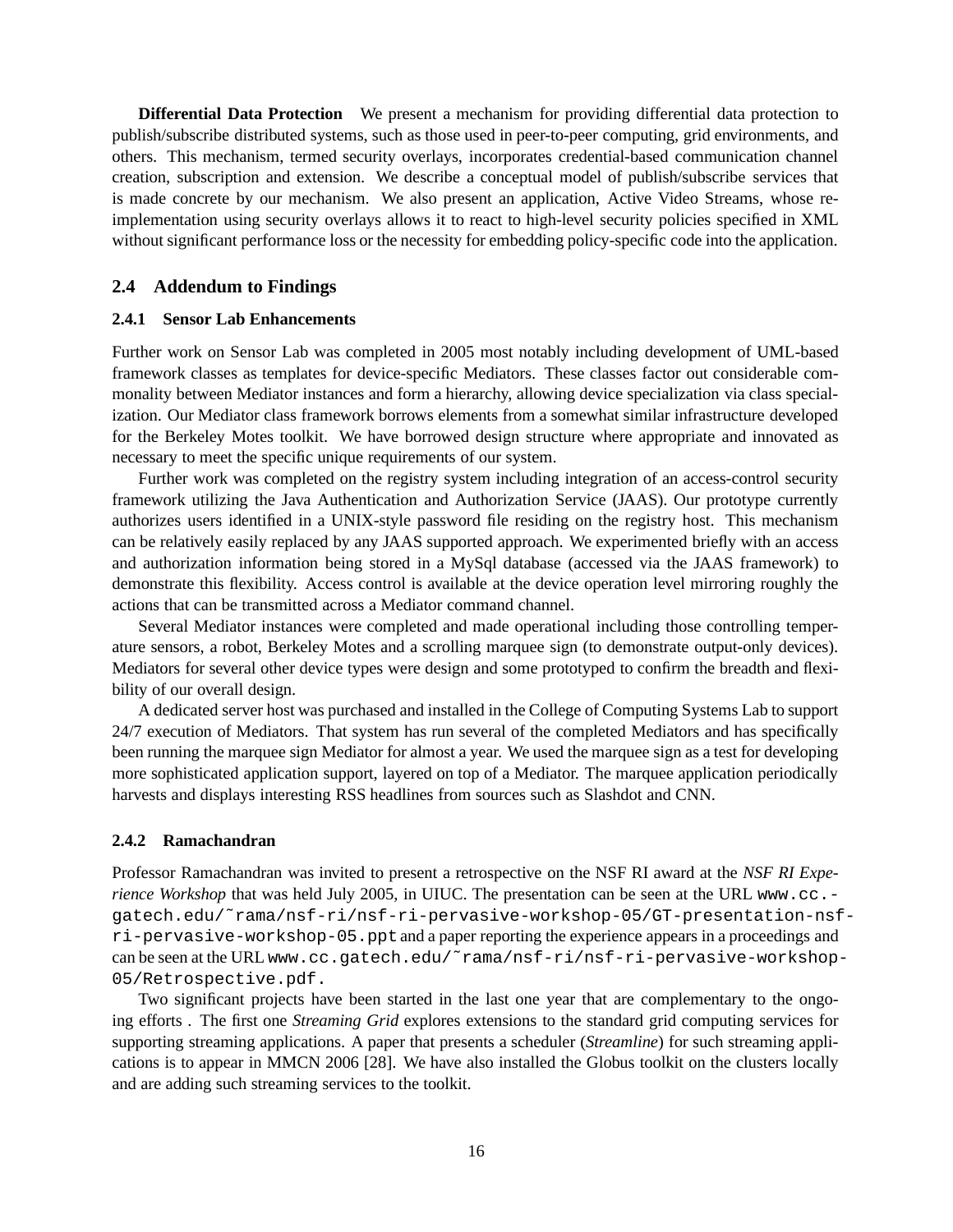**Differential Data Protection** We present a mechanism for providing differential data protection to publish/subscribe distributed systems, such as those used in peer-to-peer computing, grid environments, and others. This mechanism, termed security overlays, incorporates credential-based communication channel creation, subscription and extension. We describe a conceptual model of publish/subscribe services that is made concrete by our mechanism. We also present an application, Active Video Streams, whose re-implementation using security overlays allows it to react to high-level security policies specified in XML without significant performance loss or the necessity for embedding policy-specific code into the application.

## 2.4 Addendum to Findings

### 2.4.1 Sensor Lab Enhancements

Further work on Sensor Lab was completed in 2005 most notably including development of UML-based framework classes as templates for device-specific Mediators. These classes factor out considerable commonality between Mediator instances and form a hierarchy, allowing device specialization via class specialization. Our Mediator class framework borrows elements from a somewhat similar infrastructure developed for the Berkeley Motes toolkit. We have borrowed design structure where appropriate and innovated as necessary to meet the specific unique requirements of our system.

Further work was completed on the registry system including integration of an access-control security framework utilizing the Java Authentication and Authorization Service (JAAS). Our prototype currently authorizes users identified in a UNIX-style password file residing on the registry host. This mechanism can be relatively easily replaced by any JAAS supported approach. We experimented briefly with an access and authorization information being stored in a MySql database (accessed via the JAAS framework) to demonstrate this flexibility. Access control is available at the device operation level mirroring roughly the actions that can be transmitted across a Mediator command channel.

Several Mediator instances were completed and made operational including those controlling temperature sensors, a robot, Berkeley Motes and a scrolling marquee sign (to demonstrate output-only devices). Mediators for several other device types were design and some prototyped to confirm the breadth and flexibility of our overall design.

A dedicated server host was purchased and installed in the College of Computing Systems Lab to support 24/7 execution of Mediators. That system has run several of the completed Mediators and has specifically been running the marquee sign Mediator for almost a year. We used the marquee sign as a test for developing more sophisticated application support, layered on top of a Mediator. The marquee application periodically harvests and displays interesting RSS headlines from sources such as Slashdot and CNN.

### 2.4.2 Ramachandran

Professor Ramachandran was invited to present a retrospective on the NSF RI award at the *NSF RI Experience Workshop* that was held July 2005, in UIUC. The presentation can be seen at the URL `www.cc.gatech.edu/~rama/nsf-ri/nsf-ri-pervasive-workshop-05/GT-presentation-nsf-ri-pervasive-workshop-05.ppt` and a paper reporting the experience appears in a proceedings and can be seen at the URL `www.cc.gatech.edu/~rama/nsf-ri/nsf-ri-pervasive-workshop-05/Retrospective.pdf.`

Two significant projects have been started in the last one year that are complementary to the ongoing efforts . The first one *Streaming Grid* explores extensions to the standard grid computing services for supporting streaming applications. A paper that presents a scheduler (*Streamline*) for such streaming applications is to appear in MMCN 2006 [28]. We have also installed the Globus toolkit on the clusters locally and are adding such streaming services to the toolkit.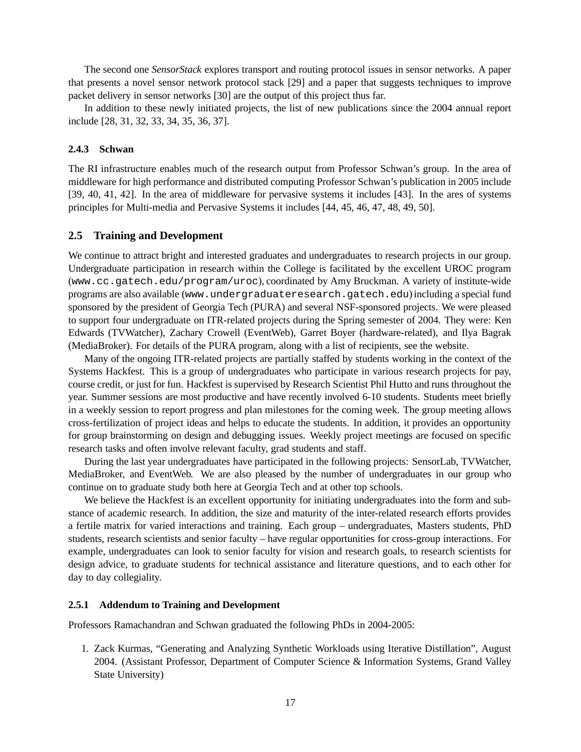The second one *SensorStack* explores transport and routing protocol issues in sensor networks. A paper that presents a novel sensor network protocol stack [29] and a paper that suggests techniques to improve packet delivery in sensor networks [30] are the output of this project thus far.

In addition to these newly initiated projects, the list of new publications since the 2004 annual report include [28, 31, 32, 33, 34, 35, 36, 37].

#### 2.4.3 Schwan

The RI infrastructure enables much of the research output from Professor Schwan's group. In the area of middleware for high performance and distributed computing Professor Schwan's publication in 2005 include [39, 40, 41, 42]. In the area of middleware for pervasive systems it includes [43]. In the ares of systems principles for Multi-media and Pervasive Systems it includes [44, 45, 46, 47, 48, 49, 50].

### 2.5 Training and Development

We continue to attract bright and interested graduates and undergraduates to research projects in our group. Undergraduate participation in research within the College is facilitated by the excellent UROC program (`www.cc.gatech.edu/program/uroc`), coordinated by Amy Bruckman. A variety of institute-wide programs are also available (`www.undergraduateresearch.gatech.edu`) including a special fund sponsored by the president of Georgia Tech (PURA) and several NSF-sponsored projects. We were pleased to support four undergraduate on ITR-related projects during the Spring semester of 2004. They were: Ken Edwards (TVWatcher), Zachary Crowell (EventWeb), Garret Boyer (hardware-related), and Ilya Bagrak (MediaBroker). For details of the PURA program, along with a list of recipients, see the website.

Many of the ongoing ITR-related projects are partially staffed by students working in the context of the Systems Hackfest. This is a group of undergraduates who participate in various research projects for pay, course credit, or just for fun. Hackfest is supervised by Research Scientist Phil Hutto and runs throughout the year. Summer sessions are most productive and have recently involved 6-10 students. Students meet briefly in a weekly session to report progress and plan milestones for the coming week. The group meeting allows cross-fertilization of project ideas and helps to educate the students. In addition, it provides an opportunity for group brainstorming on design and debugging issues. Weekly project meetings are focused on specific research tasks and often involve relevant faculty, grad students and staff.

During the last year undergraduates have participated in the following projects: SensorLab, TVWatcher, MediaBroker, and EventWeb. We are also pleased by the number of undergraduates in our group who continue on to graduate study both here at Georgia Tech and at other top schools.

We believe the Hackfest is an excellent opportunity for initiating undergraduates into the form and substance of academic research. In addition, the size and maturity of the inter-related research efforts provides a fertile matrix for varied interactions and training. Each group – undergraduates, Masters students, PhD students, research scientists and senior faculty – have regular opportunities for cross-group interactions. For example, undergraduates can look to senior faculty for vision and research goals, to research scientists for design advice, to graduate students for technical assistance and literature questions, and to each other for day to day collegiality.

#### 2.5.1 Addendum to Training and Development

Professors Ramachandran and Schwan graduated the following PhDs in 2004-2005:

1. Zack Kurmas, "Generating and Analyzing Synthetic Workloads using Iterative Distillation", August 2004. (Assistant Professor, Department of Computer Science & Information Systems, Grand Valley State University)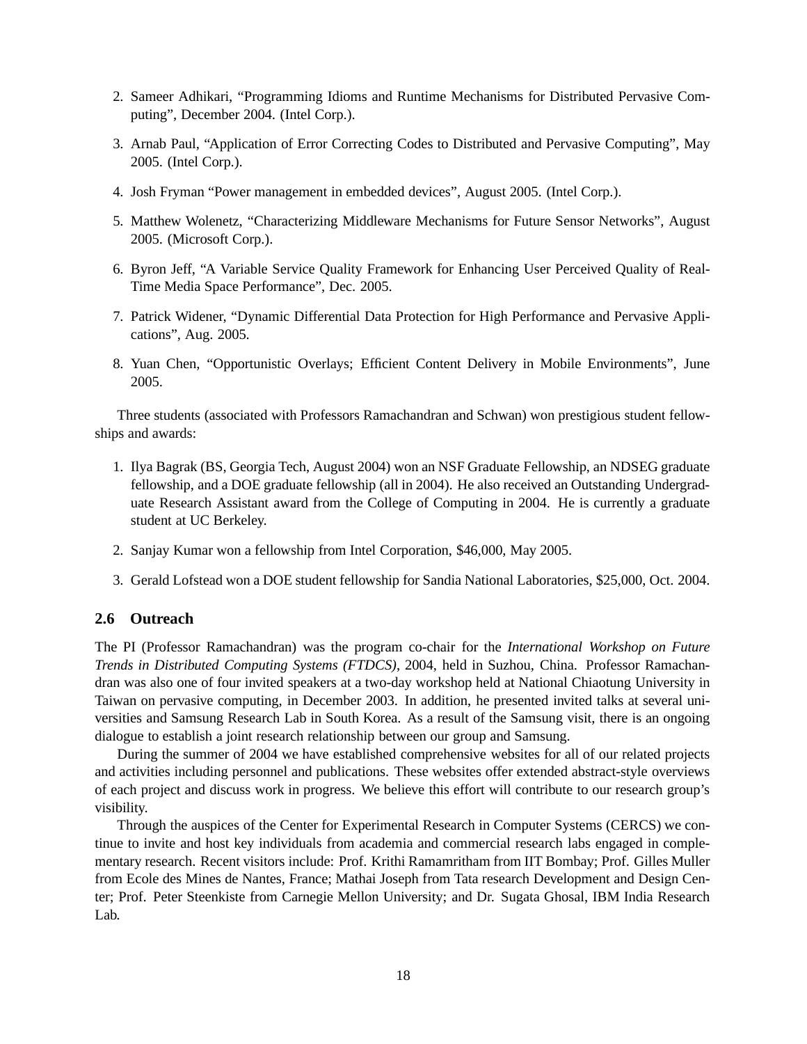2. Sameer Adhikari, "Programming Idioms and Runtime Mechanisms for Distributed Pervasive Computing", December 2004. (Intel Corp.).
3. Arnab Paul, "Application of Error Correcting Codes to Distributed and Pervasive Computing", May 2005. (Intel Corp.).
4. Josh Fryman "Power management in embedded devices", August 2005. (Intel Corp.).
5. Matthew Wolenetz, "Characterizing Middleware Mechanisms for Future Sensor Networks", August 2005. (Microsoft Corp.).
6. Byron Jeff, "A Variable Service Quality Framework for Enhancing User Perceived Quality of Real-Time Media Space Performance", Dec. 2005.
7. Patrick Widener, "Dynamic Differential Data Protection for High Performance and Pervasive Applications", Aug. 2005.
8. Yuan Chen, "Opportunistic Overlays; Efficient Content Delivery in Mobile Environments", June 2005.

Three students (associated with Professors Ramachandran and Schwan) won prestigious student fellowships and awards:

1. Ilya Bagrak (BS, Georgia Tech, August 2004) won an NSF Graduate Fellowship, an NDSEG graduate fellowship, and a DOE graduate fellowship (all in 2004). He also received an Outstanding Undergraduate Research Assistant award from the College of Computing in 2004. He is currently a graduate student at UC Berkeley.
2. Sanjay Kumar won a fellowship from Intel Corporation, $46,000, May 2005.
3. Gerald Lofstead won a DOE student fellowship for Sandia National Laboratories, $25,000, Oct. 2004.

### 2.6 Outreach

The PI (Professor Ramachandran) was the program co-chair for the *International Workshop on Future Trends in Distributed Computing Systems (FTDCS)*, 2004, held in Suzhou, China. Professor Ramachandran was also one of four invited speakers at a two-day workshop held at National Chiaotung University in Taiwan on pervasive computing, in December 2003. In addition, he presented invited talks at several universities and Samsung Research Lab in South Korea. As a result of the Samsung visit, there is an ongoing dialogue to establish a joint research relationship between our group and Samsung.

During the summer of 2004 we have established comprehensive websites for all of our related projects and activities including personnel and publications. These websites offer extended abstract-style overviews of each project and discuss work in progress. We believe this effort will contribute to our research group's visibility.

Through the auspices of the Center for Experimental Research in Computer Systems (CERCS) we continue to invite and host key individuals from academia and commercial research labs engaged in complementary research. Recent visitors include: Prof. Krithi Ramamritham from IIT Bombay; Prof. Gilles Muller from Ecole des Mines de Nantes, France; Mathai Joseph from Tata research Development and Design Center; Prof. Peter Steenkiste from Carnegie Mellon University; and Dr. Sugata Ghosal, IBM India Research Lab.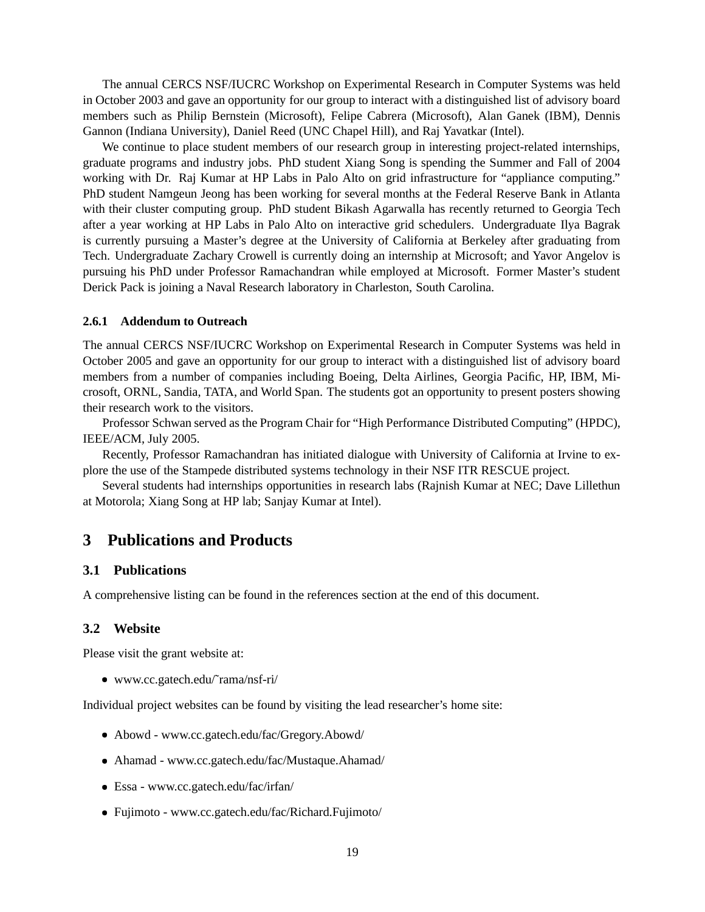The annual CERCS NSF/IUCRC Workshop on Experimental Research in Computer Systems was held in October 2003 and gave an opportunity for our group to interact with a distinguished list of advisory board members such as Philip Bernstein (Microsoft), Felipe Cabrera (Microsoft), Alan Ganek (IBM), Dennis Gannon (Indiana University), Daniel Reed (UNC Chapel Hill), and Raj Yavatkar (Intel).

We continue to place student members of our research group in interesting project-related internships, graduate programs and industry jobs. PhD student Xiang Song is spending the Summer and Fall of 2004 working with Dr. Raj Kumar at HP Labs in Palo Alto on grid infrastructure for "appliance computing." PhD student Namgeun Jeong has been working for several months at the Federal Reserve Bank in Atlanta with their cluster computing group. PhD student Bikash Agarwalla has recently returned to Georgia Tech after a year working at HP Labs in Palo Alto on interactive grid schedulers. Undergraduate Ilya Bagrak is currently pursuing a Master's degree at the University of California at Berkeley after graduating from Tech. Undergraduate Zachary Crowell is currently doing an internship at Microsoft; and Yavor Angelov is pursuing his PhD under Professor Ramachandran while employed at Microsoft. Former Master's student Derick Pack is joining a Naval Research laboratory in Charleston, South Carolina.

#### 2.6.1 Addendum to Outreach

The annual CERCS NSF/IUCRC Workshop on Experimental Research in Computer Systems was held in October 2005 and gave an opportunity for our group to interact with a distinguished list of advisory board members from a number of companies including Boeing, Delta Airlines, Georgia Pacific, HP, IBM, Microsoft, ORNL, Sandia, TATA, and World Span. The students got an opportunity to present posters showing their research work to the visitors.

Professor Schwan served as the Program Chair for "High Performance Distributed Computing" (HPDC), IEEE/ACM, July 2005.

Recently, Professor Ramachandran has initiated dialogue with University of California at Irvine to explore the use of the Stampede distributed systems technology in their NSF ITR RESCUE project.

Several students had internships opportunities in research labs (Rajnish Kumar at NEC; Dave Lillethun at Motorola; Xiang Song at HP lab; Sanjay Kumar at Intel).

# 3 Publications and Products

## 3.1 Publications

A comprehensive listing can be found in the references section at the end of this document.

## 3.2 Website

Please visit the grant website at:

- www.cc.gatech.edu/˜rama/nsf-ri/

Individual project websites can be found by visiting the lead researcher's home site:

- Abowd - www.cc.gatech.edu/fac/Gregory.Abowd/
- Ahamad - www.cc.gatech.edu/fac/Mustaque.Ahamad/
- Essa - www.cc.gatech.edu/fac/irfan/
- Fujimoto - www.cc.gatech.edu/fac/Richard.Fujimoto/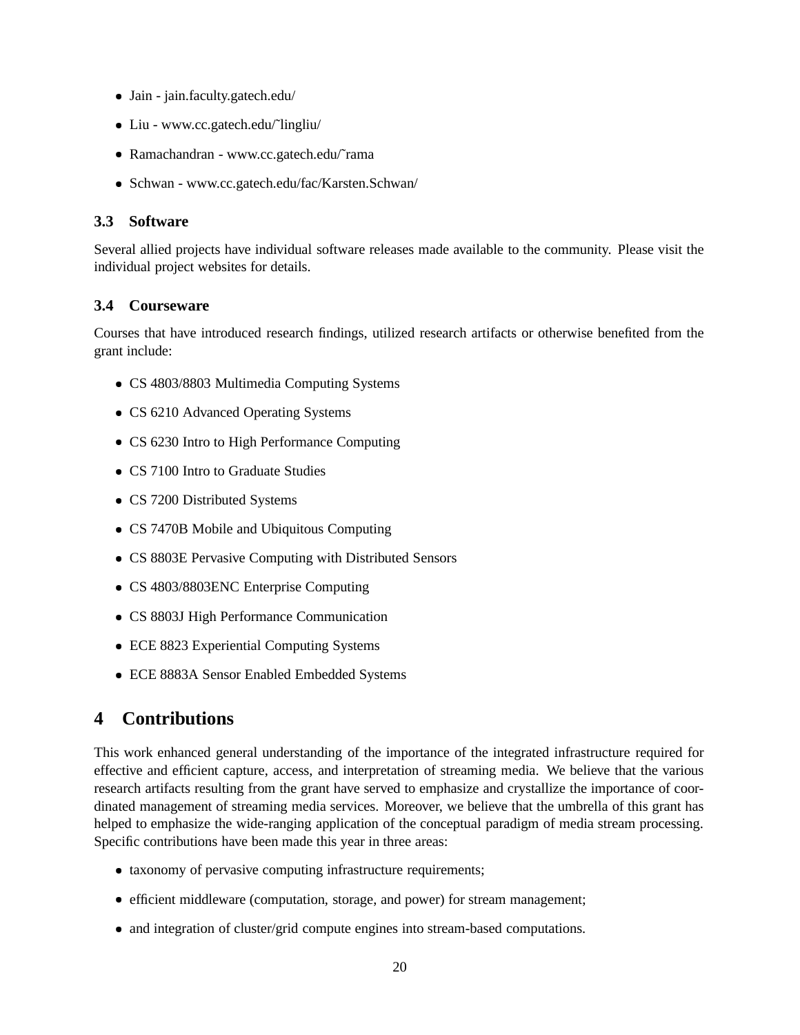- Jain - jain.faculty.gatech.edu/
- Liu - www.cc.gatech.edu/˜lingliu/
- Ramachandran - www.cc.gatech.edu/˜rama
- Schwan - www.cc.gatech.edu/fac/Karsten.Schwan/

### 3.3 Software

Several allied projects have individual software releases made available to the community. Please visit the individual project websites for details.

### 3.4 Courseware

Courses that have introduced research findings, utilized research artifacts or otherwise benefited from the grant include:

- CS 4803/8803 Multimedia Computing Systems
- CS 6210 Advanced Operating Systems
- CS 6230 Intro to High Performance Computing
- CS 7100 Intro to Graduate Studies
- CS 7200 Distributed Systems
- CS 7470B Mobile and Ubiquitous Computing
- CS 8803E Pervasive Computing with Distributed Sensors
- CS 4803/8803ENC Enterprise Computing
- CS 8803J High Performance Communication
- ECE 8823 Experiential Computing Systems
- ECE 8883A Sensor Enabled Embedded Systems

## 4 Contributions

This work enhanced general understanding of the importance of the integrated infrastructure required for effective and efficient capture, access, and interpretation of streaming media. We believe that the various research artifacts resulting from the grant have served to emphasize and crystallize the importance of coordinated management of streaming media services. Moreover, we believe that the umbrella of this grant has helped to emphasize the wide-ranging application of the conceptual paradigm of media stream processing. Specific contributions have been made this year in three areas:

- taxonomy of pervasive computing infrastructure requirements;
- efficient middleware (computation, storage, and power) for stream management;
- and integration of cluster/grid compute engines into stream-based computations.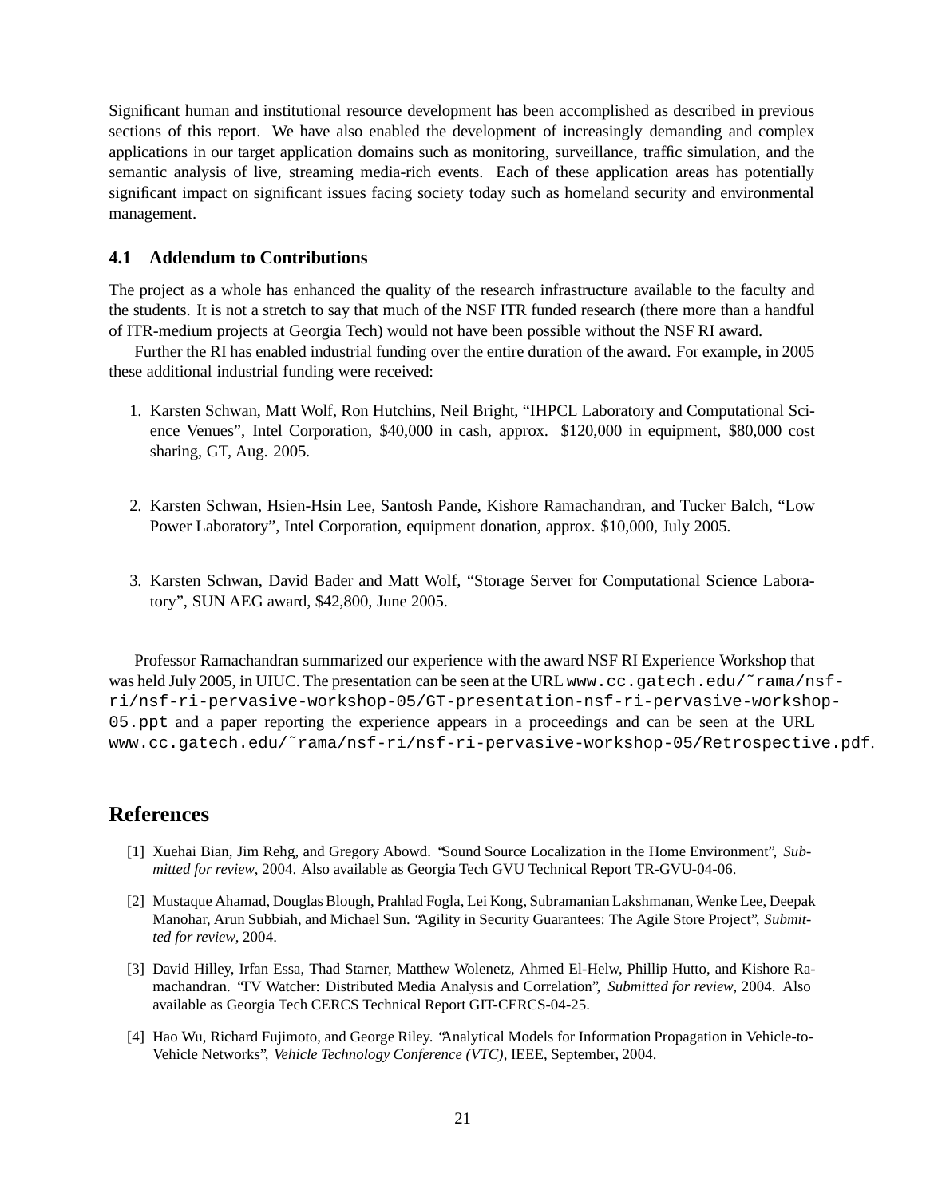Significant human and institutional resource development has been accomplished as described in previous sections of this report. We have also enabled the development of increasingly demanding and complex applications in our target application domains such as monitoring, surveillance, traffic simulation, and the semantic analysis of live, streaming media-rich events. Each of these application areas has potentially significant impact on significant issues facing society today such as homeland security and environmental management.

### 4.1 Addendum to Contributions

The project as a whole has enhanced the quality of the research infrastructure available to the faculty and the students. It is not a stretch to say that much of the NSF ITR funded research (there more than a handful of ITR-medium projects at Georgia Tech) would not have been possible without the NSF RI award.

Further the RI has enabled industrial funding over the entire duration of the award. For example, in 2005 these additional industrial funding were received:

1. Karsten Schwan, Matt Wolf, Ron Hutchins, Neil Bright, "IHPCL Laboratory and Computational Science Venues", Intel Corporation, $40,000 in cash, approx. $120,000 in equipment, $80,000 cost sharing, GT, Aug. 2005.

2. Karsten Schwan, Hsien-Hsin Lee, Santosh Pande, Kishore Ramachandran, and Tucker Balch, "Low Power Laboratory", Intel Corporation, equipment donation, approx. $10,000, July 2005.

3. Karsten Schwan, David Bader and Matt Wolf, "Storage Server for Computational Science Laboratory", SUN AEG award, $42,800, June 2005.

Professor Ramachandran summarized our experience with the award NSF RI Experience Workshop that was held July 2005, in UIUC. The presentation can be seen at the URL `www.cc.gatech.edu/~rama/nsf-ri/nsf-ri-pervasive-workshop-05/GT-presentation-nsf-ri-pervasive-workshop-05.ppt` and a paper reporting the experience appears in a proceedings and can be seen at the URL `www.cc.gatech.edu/~rama/nsf-ri/nsf-ri-pervasive-workshop-05/Retrospective.pdf`.

## References

[1] Xuehai Bian, Jim Rehg, and Gregory Abowd. "Sound Source Localization in the Home Environment", *Submitted for review*, 2004. Also available as Georgia Tech GVU Technical Report TR-GVU-04-06.

[2] Mustaque Ahamad, Douglas Blough, Prahlad Fogla, Lei Kong, Subramanian Lakshmanan, Wenke Lee, Deepak Manohar, Arun Subbiah, and Michael Sun. "Agility in Security Guarantees: The Agile Store Project", *Submitted for review*, 2004.

[3] David Hilley, Irfan Essa, Thad Starner, Matthew Wolenetz, Ahmed El-Helw, Phillip Hutto, and Kishore Ramachandran. "TV Watcher: Distributed Media Analysis and Correlation", *Submitted for review*, 2004. Also available as Georgia Tech CERCS Technical Report GIT-CERCS-04-25.

[4] Hao Wu, Richard Fujimoto, and George Riley. "Analytical Models for Information Propagation in Vehicle-to-Vehicle Networks", *Vehicle Technology Conference (VTC)*, IEEE, September, 2004.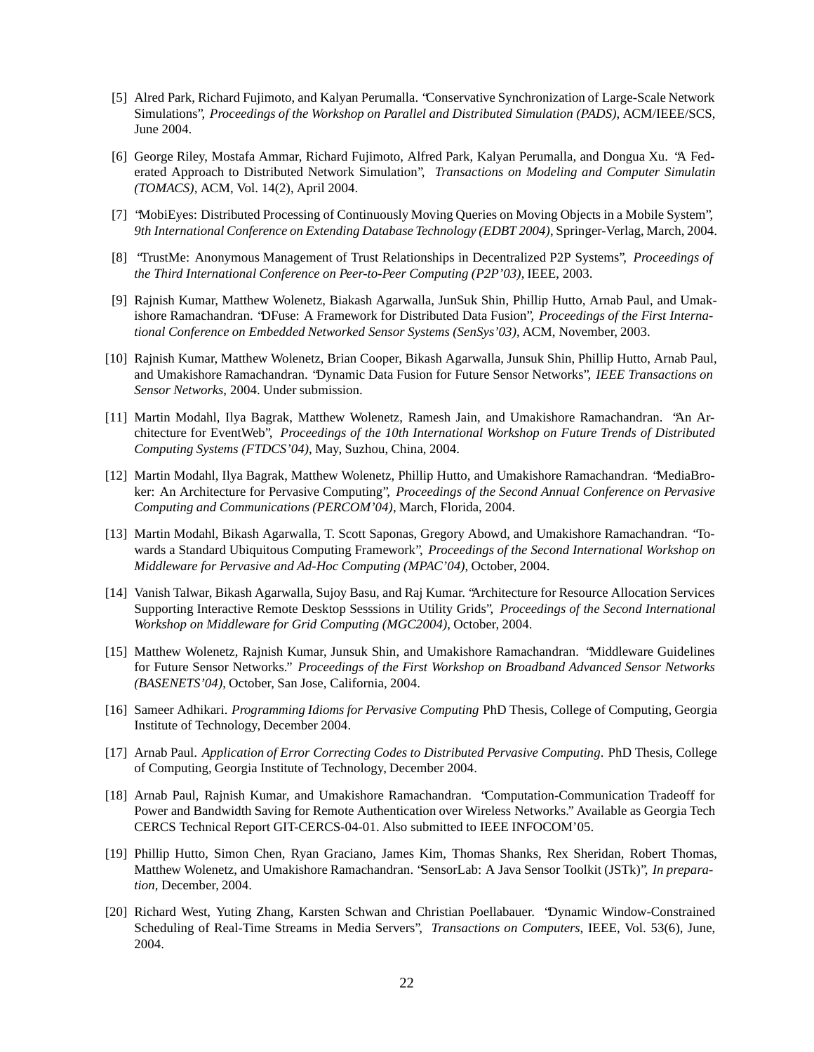[5] Alred Park, Richard Fujimoto, and Kalyan Perumalla. "Conservative Synchronization of Large-Scale Network Simulations", *Proceedings of the Workshop on Parallel and Distributed Simulation (PADS)*, ACM/IEEE/SCS, June 2004.

[6] George Riley, Mostafa Ammar, Richard Fujimoto, Alfred Park, Kalyan Perumalla, and Dongua Xu. "A Federated Approach to Distributed Network Simulation", *Transactions on Modeling and Computer Simulatin (TOMACS)*, ACM, Vol. 14(2), April 2004.

[7] "MobiEyes: Distributed Processing of Continuously Moving Queries on Moving Objects in a Mobile System", *9th International Conference on Extending Database Technology (EDBT 2004)*, Springer-Verlag, March, 2004.

[8] "TrustMe: Anonymous Management of Trust Relationships in Decentralized P2P Systems", *Proceedings of the Third International Conference on Peer-to-Peer Computing (P2P'03)*, IEEE, 2003.

[9] Rajnish Kumar, Matthew Wolenetz, Biakash Agarwalla, JunSuk Shin, Phillip Hutto, Arnab Paul, and Umakishore Ramachandran. "DFuse: A Framework for Distributed Data Fusion", *Proceedings of the First International Conference on Embedded Networked Sensor Systems (SenSys'03)*, ACM, November, 2003.

[10] Rajnish Kumar, Matthew Wolenetz, Brian Cooper, Bikash Agarwalla, Junsuk Shin, Phillip Hutto, Arnab Paul, and Umakishore Ramachandran. "Dynamic Data Fusion for Future Sensor Networks", *IEEE Transactions on Sensor Networks*, 2004. Under submission.

[11] Martin Modahl, Ilya Bagrak, Matthew Wolenetz, Ramesh Jain, and Umakishore Ramachandran. "An Architecture for EventWeb", *Proceedings of the 10th International Workshop on Future Trends of Distributed Computing Systems (FTDCS'04)*, May, Suzhou, China, 2004.

[12] Martin Modahl, Ilya Bagrak, Matthew Wolenetz, Phillip Hutto, and Umakishore Ramachandran. "MediaBroker: An Architecture for Pervasive Computing", *Proceedings of the Second Annual Conference on Pervasive Computing and Communications (PERCOM'04)*, March, Florida, 2004.

[13] Martin Modahl, Bikash Agarwalla, T. Scott Saponas, Gregory Abowd, and Umakishore Ramachandran. "Towards a Standard Ubiquitous Computing Framework", *Proceedings of the Second International Workshop on Middleware for Pervasive and Ad-Hoc Computing (MPAC'04)*, October, 2004.

[14] Vanish Talwar, Bikash Agarwalla, Sujoy Basu, and Raj Kumar. "Architecture for Resource Allocation Services Supporting Interactive Remote Desktop Sesssions in Utility Grids", *Proceedings of the Second International Workshop on Middleware for Grid Computing (MGC2004)*, October, 2004.

[15] Matthew Wolenetz, Rajnish Kumar, Junsuk Shin, and Umakishore Ramachandran. "Middleware Guidelines for Future Sensor Networks." *Proceedings of the First Workshop on Broadband Advanced Sensor Networks (BASENETS'04)*, October, San Jose, California, 2004.

[16] Sameer Adhikari. *Programming Idioms for Pervasive Computing* PhD Thesis, College of Computing, Georgia Institute of Technology, December 2004.

[17] Arnab Paul. *Application of Error Correcting Codes to Distributed Pervasive Computing*. PhD Thesis, College of Computing, Georgia Institute of Technology, December 2004.

[18] Arnab Paul, Rajnish Kumar, and Umakishore Ramachandran. "Computation-Communication Tradeoff for Power and Bandwidth Saving for Remote Authentication over Wireless Networks." Available as Georgia Tech CERCS Technical Report GIT-CERCS-04-01. Also submitted to IEEE INFOCOM'05.

[19] Phillip Hutto, Simon Chen, Ryan Graciano, James Kim, Thomas Shanks, Rex Sheridan, Robert Thomas, Matthew Wolenetz, and Umakishore Ramachandran. "SensorLab: A Java Sensor Toolkit (JSTk)", *In preparation*, December, 2004.

[20] Richard West, Yuting Zhang, Karsten Schwan and Christian Poellabauer. "Dynamic Window-Constrained Scheduling of Real-Time Streams in Media Servers", *Transactions on Computers*, IEEE, Vol. 53(6), June, 2004.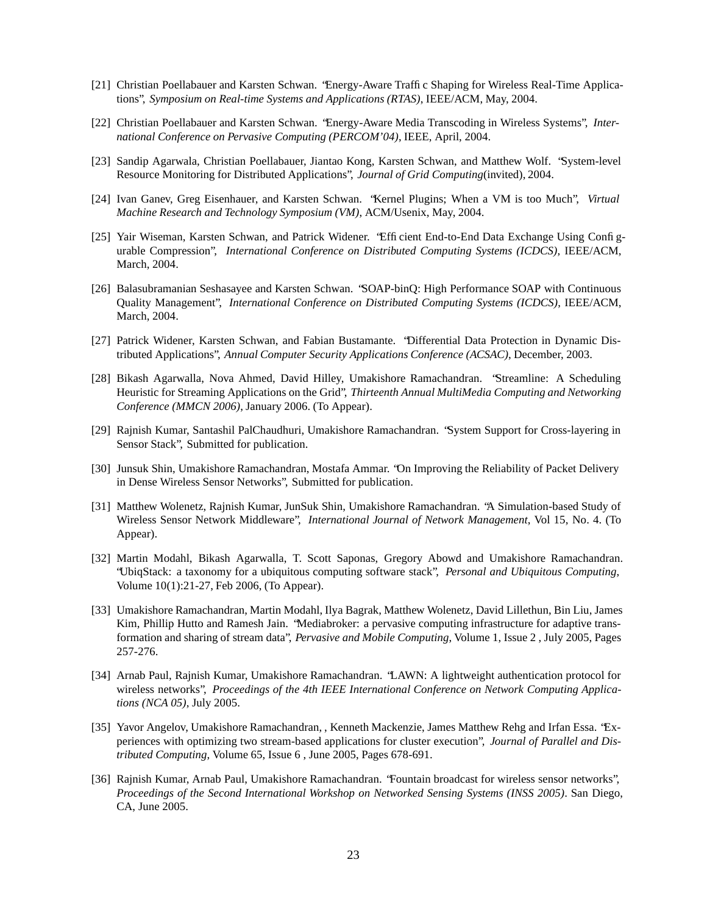[21] Christian Poellabauer and Karsten Schwan. "Energy-Aware Traffic Shaping for Wireless Real-Time Applications", *Symposium on Real-time Systems and Applications (RTAS)*, IEEE/ACM, May, 2004.

[22] Christian Poellabauer and Karsten Schwan. "Energy-Aware Media Transcoding in Wireless Systems", *International Conference on Pervasive Computing (PERCOM'04)*, IEEE, April, 2004.

[23] Sandip Agarwala, Christian Poellabauer, Jiantao Kong, Karsten Schwan, and Matthew Wolf. "System-level Resource Monitoring for Distributed Applications", *Journal of Grid Computing*(invited), 2004.

[24] Ivan Ganev, Greg Eisenhauer, and Karsten Schwan. "Kernel Plugins; When a VM is too Much", *Virtual Machine Research and Technology Symposium (VM)*, ACM/Usenix, May, 2004.

[25] Yair Wiseman, Karsten Schwan, and Patrick Widener. "Efficient End-to-End Data Exchange Using Configurable Compression", *International Conference on Distributed Computing Systems (ICDCS)*, IEEE/ACM, March, 2004.

[26] Balasubramanian Seshasayee and Karsten Schwan. "SOAP-binQ: High Performance SOAP with Continuous Quality Management", *International Conference on Distributed Computing Systems (ICDCS)*, IEEE/ACM, March, 2004.

[27] Patrick Widener, Karsten Schwan, and Fabian Bustamante. "Differential Data Protection in Dynamic Distributed Applications", *Annual Computer Security Applications Conference (ACSAC)*, December, 2003.

[28] Bikash Agarwalla, Nova Ahmed, David Hilley, Umakishore Ramachandran. "Streamline: A Scheduling Heuristic for Streaming Applications on the Grid", *Thirteenth Annual MultiMedia Computing and Networking Conference (MMCN 2006)*, January 2006. (To Appear).

[29] Rajnish Kumar, Santashil PalChaudhuri, Umakishore Ramachandran. "System Support for Cross-layering in Sensor Stack", Submitted for publication.

[30] Junsuk Shin, Umakishore Ramachandran, Mostafa Ammar. "On Improving the Reliability of Packet Delivery in Dense Wireless Sensor Networks", Submitted for publication.

[31] Matthew Wolenetz, Rajnish Kumar, JunSuk Shin, Umakishore Ramachandran. "A Simulation-based Study of Wireless Sensor Network Middleware", *International Journal of Network Management*, Vol 15, No. 4. (To Appear).

[32] Martin Modahl, Bikash Agarwalla, T. Scott Saponas, Gregory Abowd and Umakishore Ramachandran. "UbiqStack: a taxonomy for a ubiquitous computing software stack", *Personal and Ubiquitous Computing*, Volume 10(1):21-27, Feb 2006, (To Appear).

[33] Umakishore Ramachandran, Martin Modahl, Ilya Bagrak, Matthew Wolenetz, David Lillethun, Bin Liu, James Kim, Phillip Hutto and Ramesh Jain. "Mediabroker: a pervasive computing infrastructure for adaptive transformation and sharing of stream data", *Pervasive and Mobile Computing*, Volume 1, Issue 2 , July 2005, Pages 257-276.

[34] Arnab Paul, Rajnish Kumar, Umakishore Ramachandran. "LAWN: A lightweight authentication protocol for wireless networks", *Proceedings of the 4th IEEE International Conference on Network Computing Applications (NCA 05)*, July 2005.

[35] Yavor Angelov, Umakishore Ramachandran, , Kenneth Mackenzie, James Matthew Rehg and Irfan Essa. "Experiences with optimizing two stream-based applications for cluster execution", *Journal of Parallel and Distributed Computing*, Volume 65, Issue 6 , June 2005, Pages 678-691.

[36] Rajnish Kumar, Arnab Paul, Umakishore Ramachandran. "Fountain broadcast for wireless sensor networks", *Proceedings of the Second International Workshop on Networked Sensing Systems (INSS 2005)*. San Diego, CA, June 2005.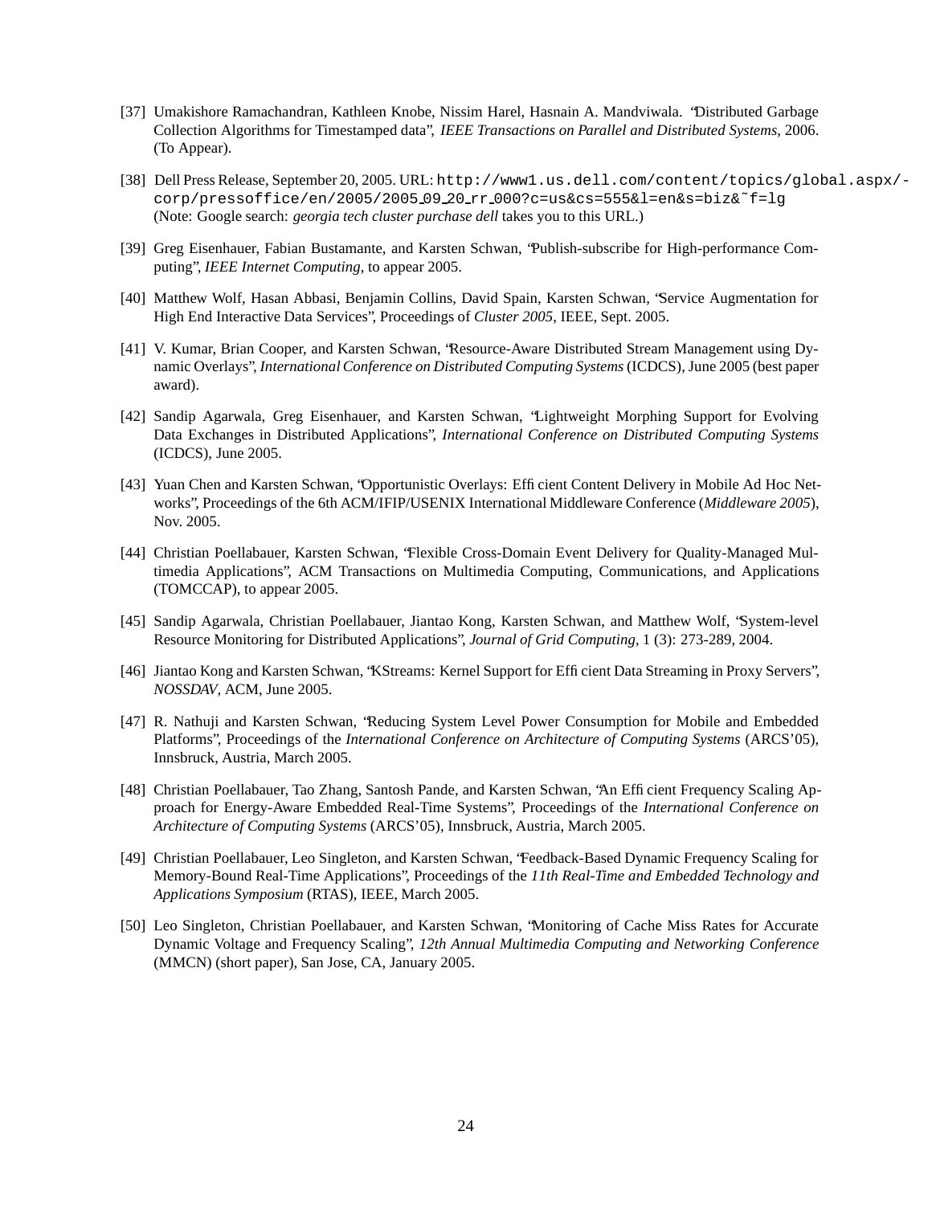[37] Umakishore Ramachandran, Kathleen Knobe, Nissim Harel, Hasnain A. Mandviwala. "Distributed Garbage Collection Algorithms for Timestamped data", *IEEE Transactions on Parallel and Distributed Systems*, 2006. (To Appear).

[38] Dell Press Release, September 20, 2005. URL: `http://www1.us.dell.com/content/topics/global.aspx/corp/pressoffice/en/2005/2005_09_20_rr_000?c=us&cs=555&l=en&s=biz&~f=lg` (Note: Google search: *georgia tech cluster purchase dell* takes you to this URL.)

[39] Greg Eisenhauer, Fabian Bustamante, and Karsten Schwan, "Publish-subscribe for High-performance Computing", *IEEE Internet Computing*, to appear 2005.

[40] Matthew Wolf, Hasan Abbasi, Benjamin Collins, David Spain, Karsten Schwan, "Service Augmentation for High End Interactive Data Services", Proceedings of *Cluster 2005*, IEEE, Sept. 2005.

[41] V. Kumar, Brian Cooper, and Karsten Schwan, "Resource-Aware Distributed Stream Management using Dynamic Overlays", *International Conference on Distributed Computing Systems* (ICDCS), June 2005 (best paper award).

[42] Sandip Agarwala, Greg Eisenhauer, and Karsten Schwan, "Lightweight Morphing Support for Evolving Data Exchanges in Distributed Applications", *International Conference on Distributed Computing Systems* (ICDCS), June 2005.

[43] Yuan Chen and Karsten Schwan, "Opportunistic Overlays: Efficient Content Delivery in Mobile Ad Hoc Networks", Proceedings of the 6th ACM/IFIP/USENIX International Middleware Conference (*Middleware 2005*), Nov. 2005.

[44] Christian Poellabauer, Karsten Schwan, "Flexible Cross-Domain Event Delivery for Quality-Managed Multimedia Applications", ACM Transactions on Multimedia Computing, Communications, and Applications (TOMCCAP), to appear 2005.

[45] Sandip Agarwala, Christian Poellabauer, Jiantao Kong, Karsten Schwan, and Matthew Wolf, "System-level Resource Monitoring for Distributed Applications", *Journal of Grid Computing*, 1 (3): 273-289, 2004.

[46] Jiantao Kong and Karsten Schwan, "KStreams: Kernel Support for Efficient Data Streaming in Proxy Servers", *NOSSDAV*, ACM, June 2005.

[47] R. Nathuji and Karsten Schwan, "Reducing System Level Power Consumption for Mobile and Embedded Platforms", Proceedings of the *International Conference on Architecture of Computing Systems* (ARCS'05), Innsbruck, Austria, March 2005.

[48] Christian Poellabauer, Tao Zhang, Santosh Pande, and Karsten Schwan, "An Efficient Frequency Scaling Approach for Energy-Aware Embedded Real-Time Systems", Proceedings of the *International Conference on Architecture of Computing Systems* (ARCS'05), Innsbruck, Austria, March 2005.

[49] Christian Poellabauer, Leo Singleton, and Karsten Schwan, "Feedback-Based Dynamic Frequency Scaling for Memory-Bound Real-Time Applications", Proceedings of the *11th Real-Time and Embedded Technology and Applications Symposium* (RTAS), IEEE, March 2005.

[50] Leo Singleton, Christian Poellabauer, and Karsten Schwan, "Monitoring of Cache Miss Rates for Accurate Dynamic Voltage and Frequency Scaling", *12th Annual Multimedia Computing and Networking Conference* (MMCN) (short paper), San Jose, CA, January 2005.